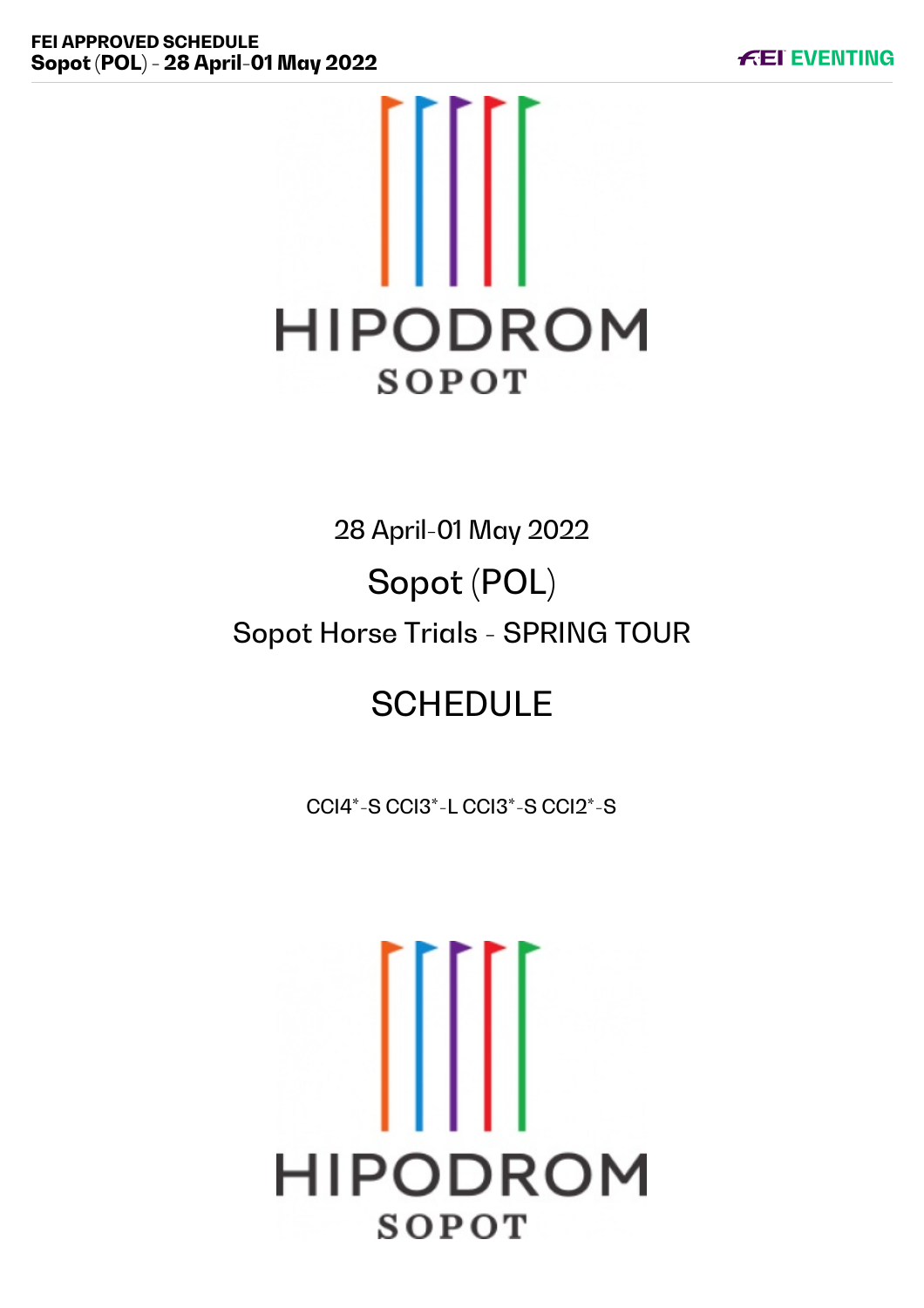HIPODROM
SOPOT

28 April-01 May 2022

# Sopot (POL)

## Sopot Horse Trials - SPRING TOUR

# SCHEDULE

CCI4*-S CCI3*-L CCI3*-S CCI2*-S

HIPODROM
SOPOT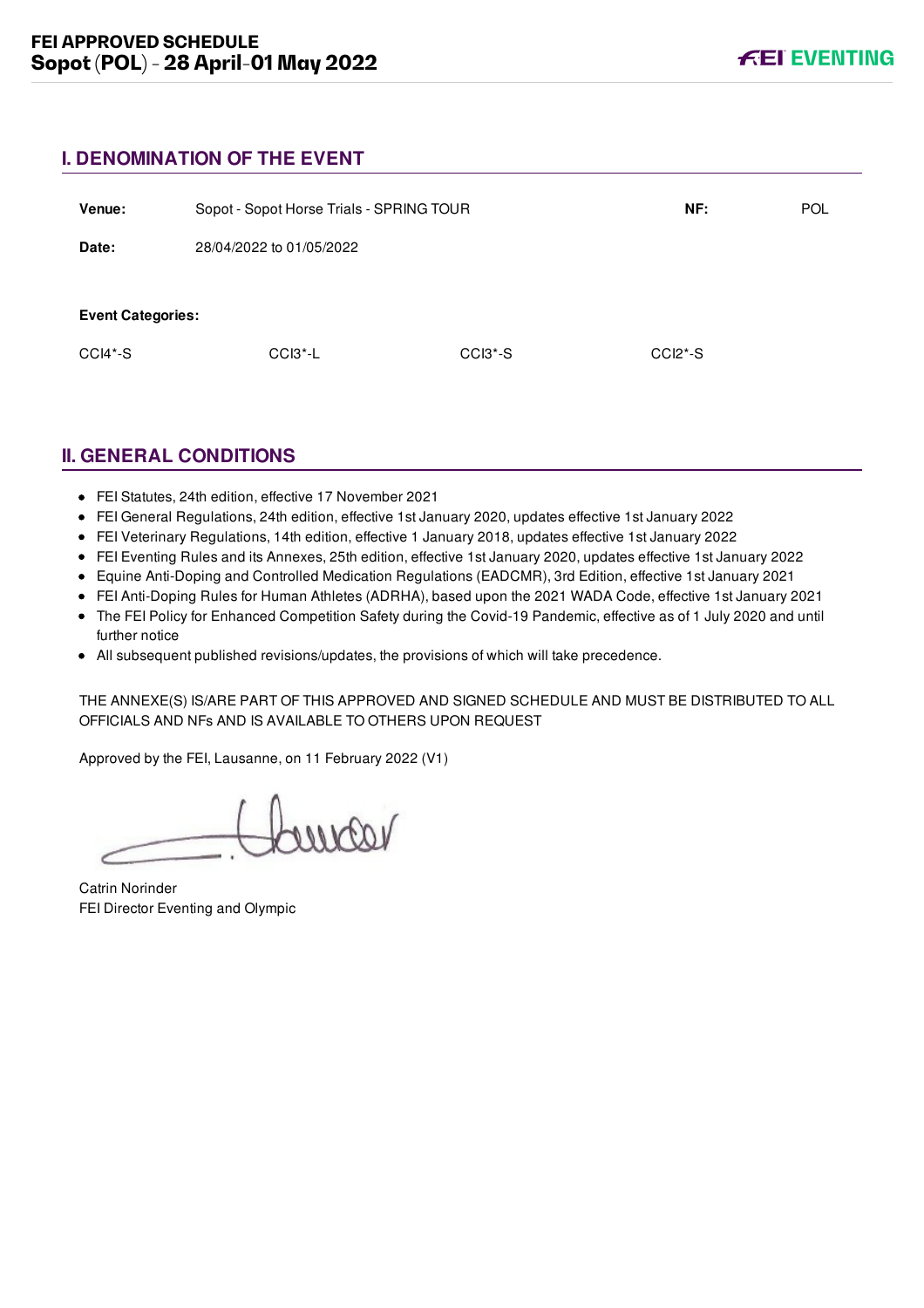## I. DENOMINATION OF THE EVENT

| | | | |
|---|---|---|---|
| **Venue:** | Sopot - Sopot Horse Trials - SPRING TOUR | **NF:** | POL |
| **Date:** | 28/04/2022 to 01/05/2022 | | |

**Event Categories:**

| | | | |
|---|---|---|---|
| CCI4*-S | CCI3*-L | CCI3*-S | CCI2*-S |

## II. GENERAL CONDITIONS

- FEI Statutes, 24th edition, effective 17 November 2021
- FEI General Regulations, 24th edition, effective 1st January 2020, updates effective 1st January 2022
- FEI Veterinary Regulations, 14th edition, effective 1 January 2018, updates effective 1st January 2022
- FEI Eventing Rules and its Annexes, 25th edition, effective 1st January 2020, updates effective 1st January 2022
- Equine Anti-Doping and Controlled Medication Regulations (EADCMR), 3rd Edition, effective 1st January 2021
- FEI Anti-Doping Rules for Human Athletes (ADRHA), based upon the 2021 WADA Code, effective 1st January 2021
- The FEI Policy for Enhanced Competition Safety during the Covid-19 Pandemic, effective as of 1 July 2020 and until further notice
- All subsequent published revisions/updates, the provisions of which will take precedence.

THE ANNEXE(S) IS/ARE PART OF THIS APPROVED AND SIGNED SCHEDULE AND MUST BE DISTRIBUTED TO ALL OFFICIALS AND NFs AND IS AVAILABLE TO OTHERS UPON REQUEST

Approved by the FEI, Lausanne, on 11 February 2022 (V1)

Catrin Norinder
FEI Director Eventing and Olympic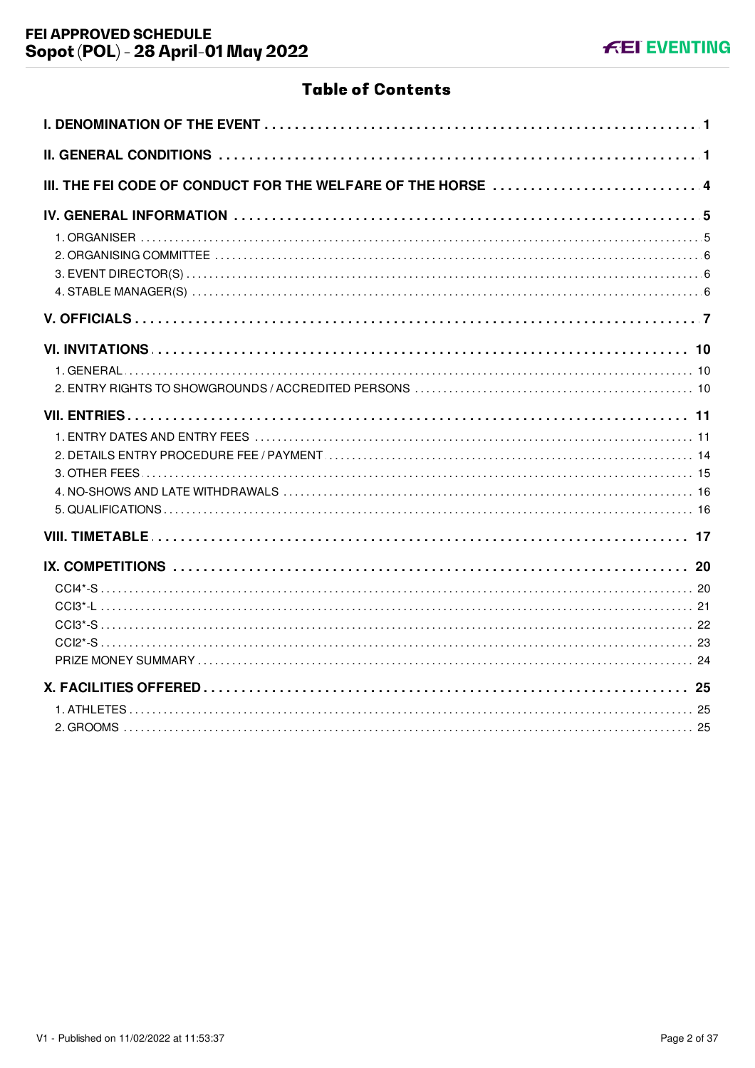# Table of Contents

**I. DENOMINATION OF THE EVENT** .......... 1

**II. GENERAL CONDITIONS** .......... 1

**III. THE FEI CODE OF CONDUCT FOR THE WELFARE OF THE HORSE** .......... 4

**IV. GENERAL INFORMATION** .......... 5

- 1. ORGANISER .......... 5
- 2. ORGANISING COMMITTEE .......... 6
- 3. EVENT DIRECTOR(S) .......... 6
- 4. STABLE MANAGER(S) .......... 6

**V. OFFICIALS** .......... 7

**VI. INVITATIONS** .......... 10

- 1. GENERAL .......... 10
- 2. ENTRY RIGHTS TO SHOWGROUNDS / ACCREDITED PERSONS .......... 10

**VII. ENTRIES** .......... 11

- 1. ENTRY DATES AND ENTRY FEES .......... 11
- 2. DETAILS ENTRY PROCEDURE FEE / PAYMENT .......... 14
- 3. OTHER FEES .......... 15
- 4. NO-SHOWS AND LATE WITHDRAWALS .......... 16
- 5. QUALIFICATIONS .......... 16

**VIII. TIMETABLE** .......... 17

**IX. COMPETITIONS** .......... 20

- CCI4*-S .......... 20
- CCI3*-L .......... 21
- CCI3*-S .......... 22
- CCI2*-S .......... 23
- PRIZE MONEY SUMMARY .......... 24

**X. FACILITIES OFFERED** .......... 25

- 1. ATHLETES .......... 25
- 2. GROOMS .......... 25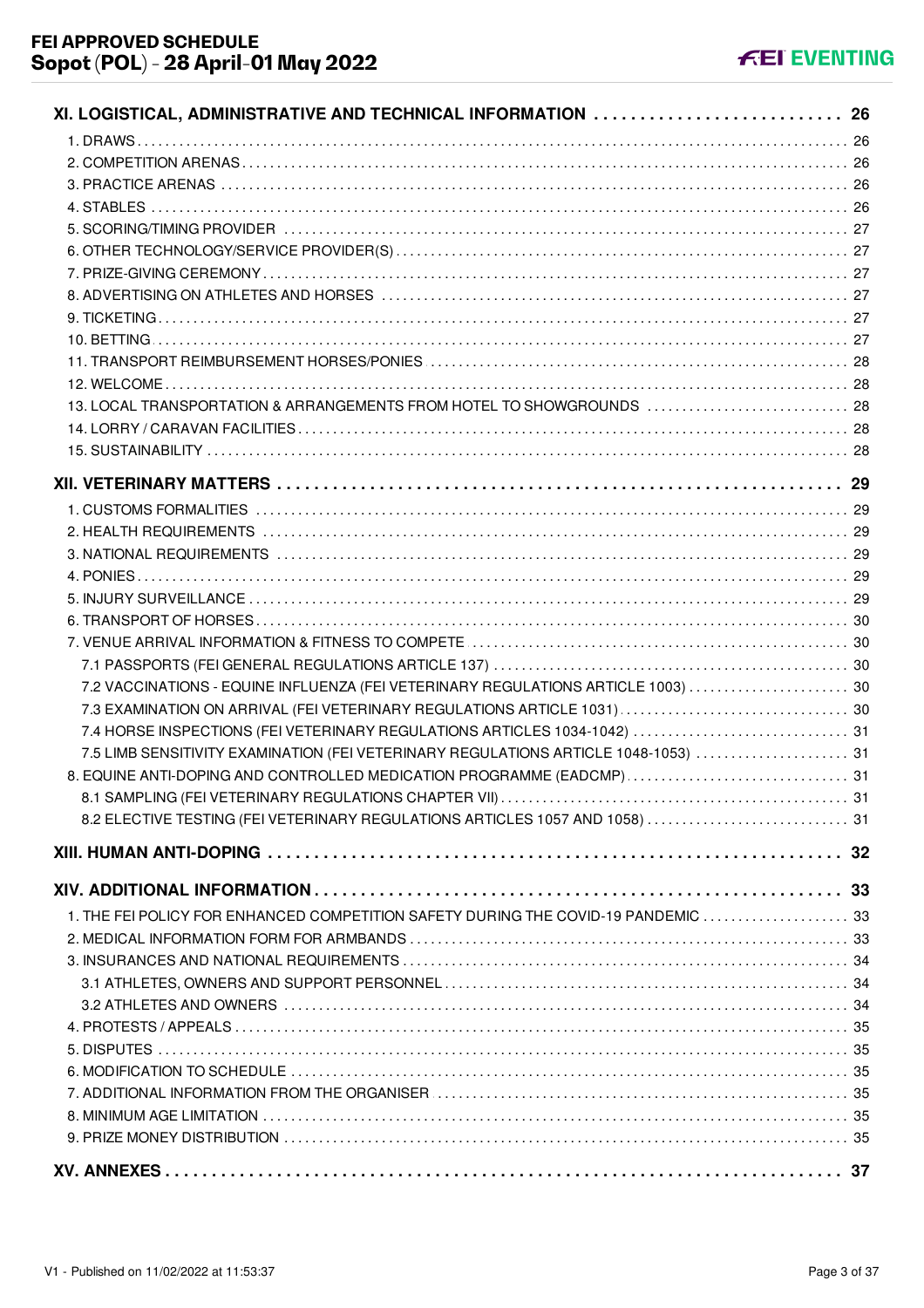**XI. LOGISTICAL, ADMINISTRATIVE AND TECHNICAL INFORMATION ........................... 26**

1. DRAWS ........................................................................................................... 26
2. COMPETITION ARENAS ......................................................................................... 26
3. PRACTICE ARENAS .............................................................................................. 26
4. STABLES ........................................................................................................... 26
5. SCORING/TIMING PROVIDER .................................................................................. 27
6. OTHER TECHNOLOGY/SERVICE PROVIDER(S) ............................................................ 27
7. PRIZE-GIVING CEREMONY ...................................................................................... 27
8. ADVERTISING ON ATHLETES AND HORSES ................................................................ 27
9. TICKETING ........................................................................................................ 27
10. BETTING .......................................................................................................... 27
11. TRANSPORT REIMBURSEMENT HORSES/PONIES ........................................................ 28
12. WELCOME ........................................................................................................ 28
13. LOCAL TRANSPORTATION & ARRANGEMENTS FROM HOTEL TO SHOWGROUNDS ................. 28
14. LORRY / CARAVAN FACILITIES ............................................................................. 28
15. SUSTAINABILITY ............................................................................................... 28

**XII. VETERINARY MATTERS ............................................................................ 29**

1. CUSTOMS FORMALITIES ........................................................................................ 29
2. HEALTH REQUIREMENTS ........................................................................................ 29
3. NATIONAL REQUIREMENTS ..................................................................................... 29
4. PONIES ............................................................................................................. 29
5. INJURY SURVEILLANCE ......................................................................................... 29
6. TRANSPORT OF HORSES ........................................................................................ 30
7. VENUE ARRIVAL INFORMATION & FITNESS TO COMPETE ................................................. 30
   - 7.1 PASSPORTS (FEI GENERAL REGULATIONS ARTICLE 137) ............................................. 30
   - 7.2 VACCINATIONS - EQUINE INFLUENZA (FEI VETERINARY REGULATIONS ARTICLE 1003) ........... 30
   - 7.3 EXAMINATION ON ARRIVAL (FEI VETERINARY REGULATIONS ARTICLE 1031) .......................... 30
   - 7.4 HORSE INSPECTIONS (FEI VETERINARY REGULATIONS ARTICLES 1034-1042) ........................ 31
   - 7.5 LIMB SENSITIVITY EXAMINATION (FEI VETERINARY REGULATIONS ARTICLE 1048-1053) .............. 31
8. EQUINE ANTI-DOPING AND CONTROLLED MEDICATION PROGRAMME (EADCMP) ........................ 31
   - 8.1 SAMPLING (FEI VETERINARY REGULATIONS CHAPTER VII) ............................................ 31
   - 8.2 ELECTIVE TESTING (FEI VETERINARY REGULATIONS ARTICLES 1057 AND 1058) ..................... 31

**XIII. HUMAN ANTI-DOPING .............................................................................. 32**

**XIV. ADDITIONAL INFORMATION ....................................................................... 33**

1. THE FEI POLICY FOR ENHANCED COMPETITION SAFETY DURING THE COVID-19 PANDEMIC ............ 33
2. MEDICAL INFORMATION FORM FOR ARMBANDS .............................................................. 33
3. INSURANCES AND NATIONAL REQUIREMENTS .............................................................. 34
   - 3.1 ATHLETES, OWNERS AND SUPPORT PERSONNEL ........................................................ 34
   - 3.2 ATHLETES AND OWNERS ................................................................................. 34
4. PROTESTS / APPEALS ........................................................................................... 35
5. DISPUTES .......................................................................................................... 35
6. MODIFICATION TO SCHEDULE ................................................................................. 35
7. ADDITIONAL INFORMATION FROM THE ORGANISER ........................................................ 35
8. MINIMUM AGE LIMITATION ..................................................................................... 35
9. PRIZE MONEY DISTRIBUTION .................................................................................. 35

**XV. ANNEXES ............................................................................................... 37**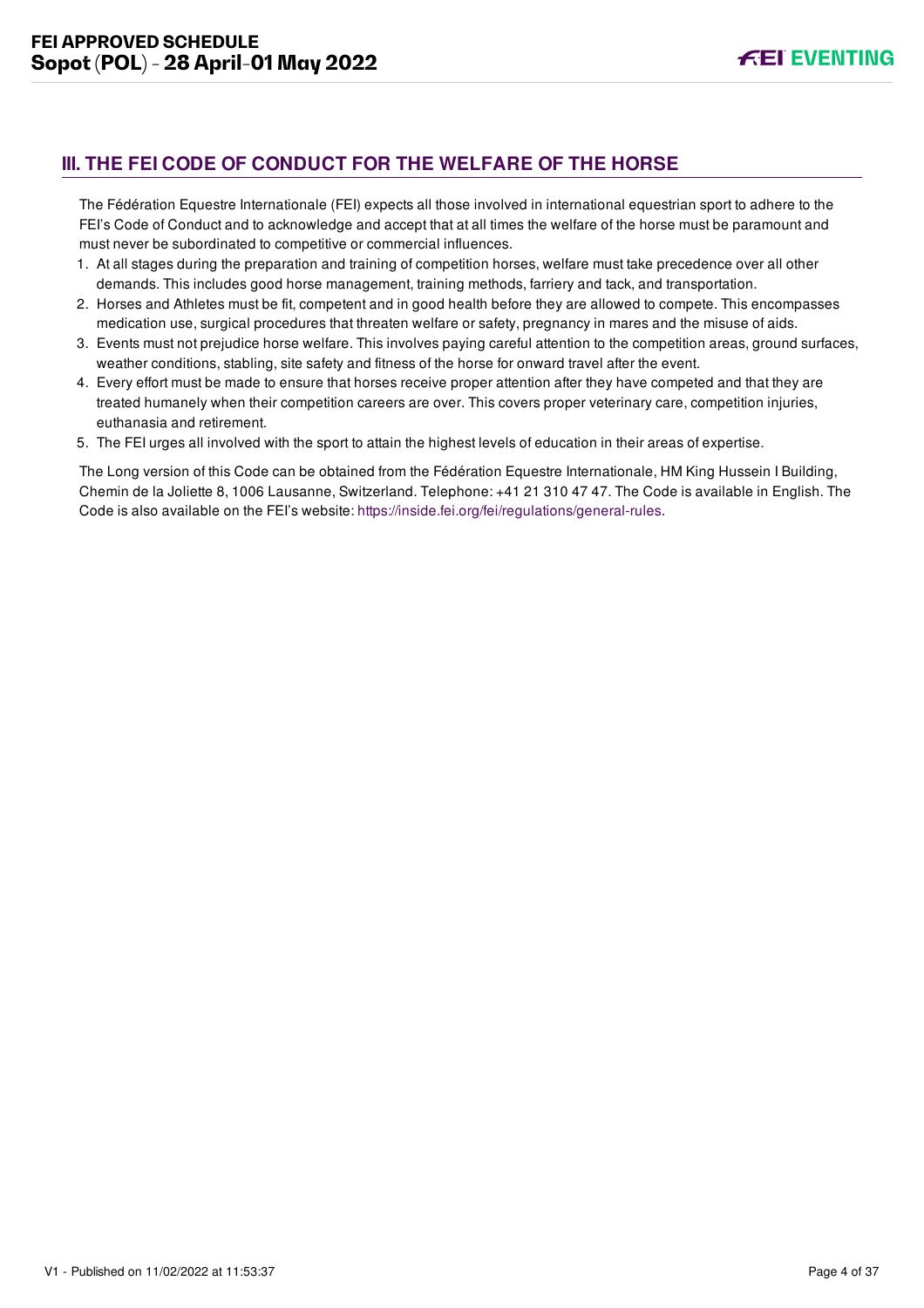## III. THE FEI CODE OF CONDUCT FOR THE WELFARE OF THE HORSE

The Fédération Equestre Internationale (FEI) expects all those involved in international equestrian sport to adhere to the FEI's Code of Conduct and to acknowledge and accept that at all times the welfare of the horse must be paramount and must never be subordinated to competitive or commercial influences.

1. At all stages during the preparation and training of competition horses, welfare must take precedence over all other demands. This includes good horse management, training methods, farriery and tack, and transportation.
2. Horses and Athletes must be fit, competent and in good health before they are allowed to compete. This encompasses medication use, surgical procedures that threaten welfare or safety, pregnancy in mares and the misuse of aids.
3. Events must not prejudice horse welfare. This involves paying careful attention to the competition areas, ground surfaces, weather conditions, stabling, site safety and fitness of the horse for onward travel after the event.
4. Every effort must be made to ensure that horses receive proper attention after they have competed and that they are treated humanely when their competition careers are over. This covers proper veterinary care, competition injuries, euthanasia and retirement.
5. The FEI urges all involved with the sport to attain the highest levels of education in their areas of expertise.

The Long version of this Code can be obtained from the Fédération Equestre Internationale, HM King Hussein I Building, Chemin de la Joliette 8, 1006 Lausanne, Switzerland. Telephone: +41 21 310 47 47. The Code is available in English. The Code is also available on the FEI's website: https://inside.fei.org/fei/regulations/general-rules.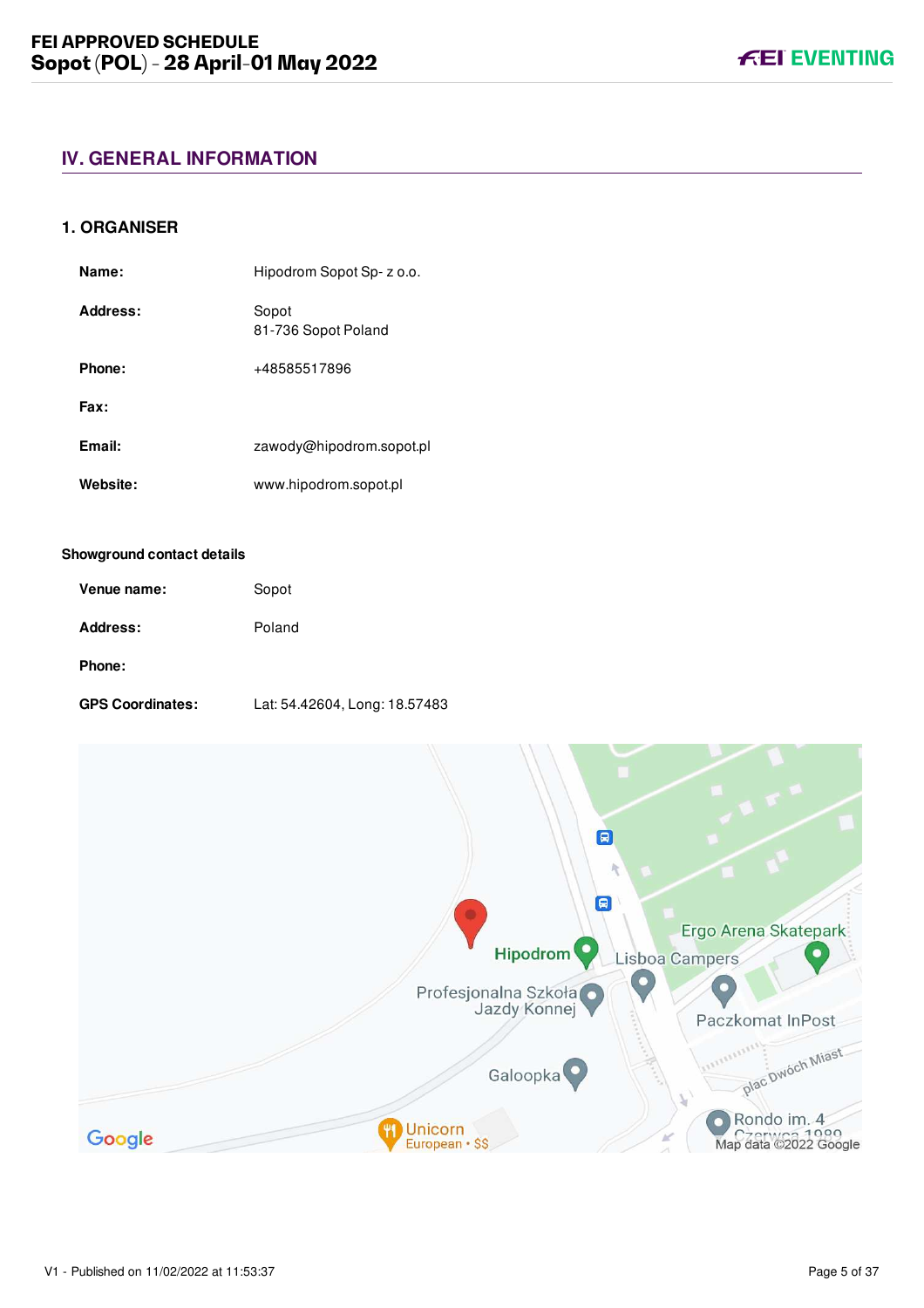# IV. GENERAL INFORMATION

## 1. ORGANISER

| | |
|---|---|
| **Name:** | Hipodrom Sopot Sp- z o.o. |
| **Address:** | Sopot<br>81-736 Sopot Poland |
| **Phone:** | +48585517896 |
| **Fax:** | |
| **Email:** | zawody@hipodrom.sopot.pl |
| **Website:** | www.hipodrom.sopot.pl |

### Showground contact details

| | |
|---|---|
| **Venue name:** | Sopot |
| **Address:** | Poland |
| **Phone:** | |
| **GPS Coordinates:** | Lat: 54.42604, Long: 18.57483 |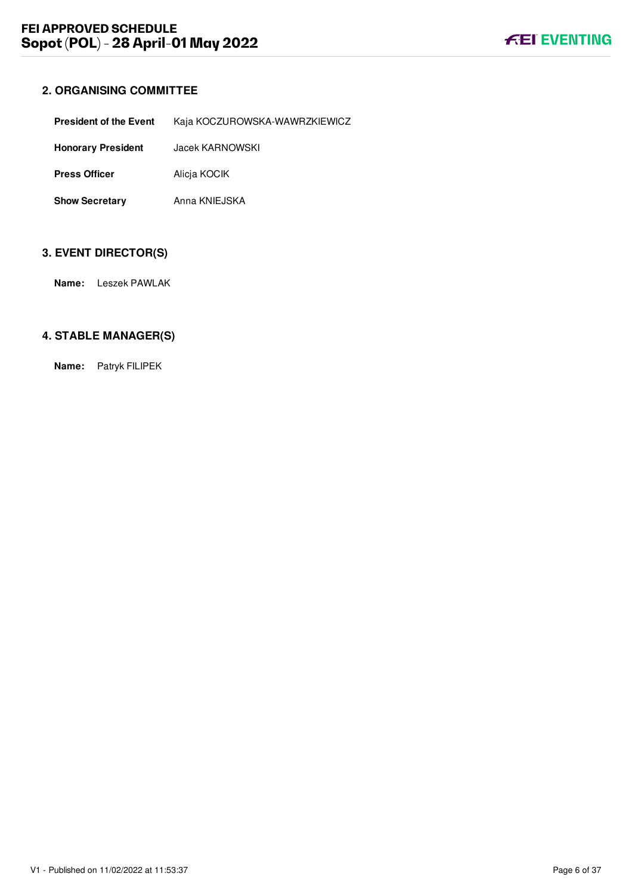## 2. ORGANISING COMMITTEE

| | |
|---|---|
| **President of the Event** | Kaja KOCZUROWSKA-WAWRZKIEWICZ |
| **Honorary President** | Jacek KARNOWSKI |
| **Press Officer** | Alicja KOCIK |
| **Show Secretary** | Anna KNIEJSKA |

## 3. EVENT DIRECTOR(S)

**Name:** Leszek PAWLAK

## 4. STABLE MANAGER(S)

**Name:** Patryk FILIPEK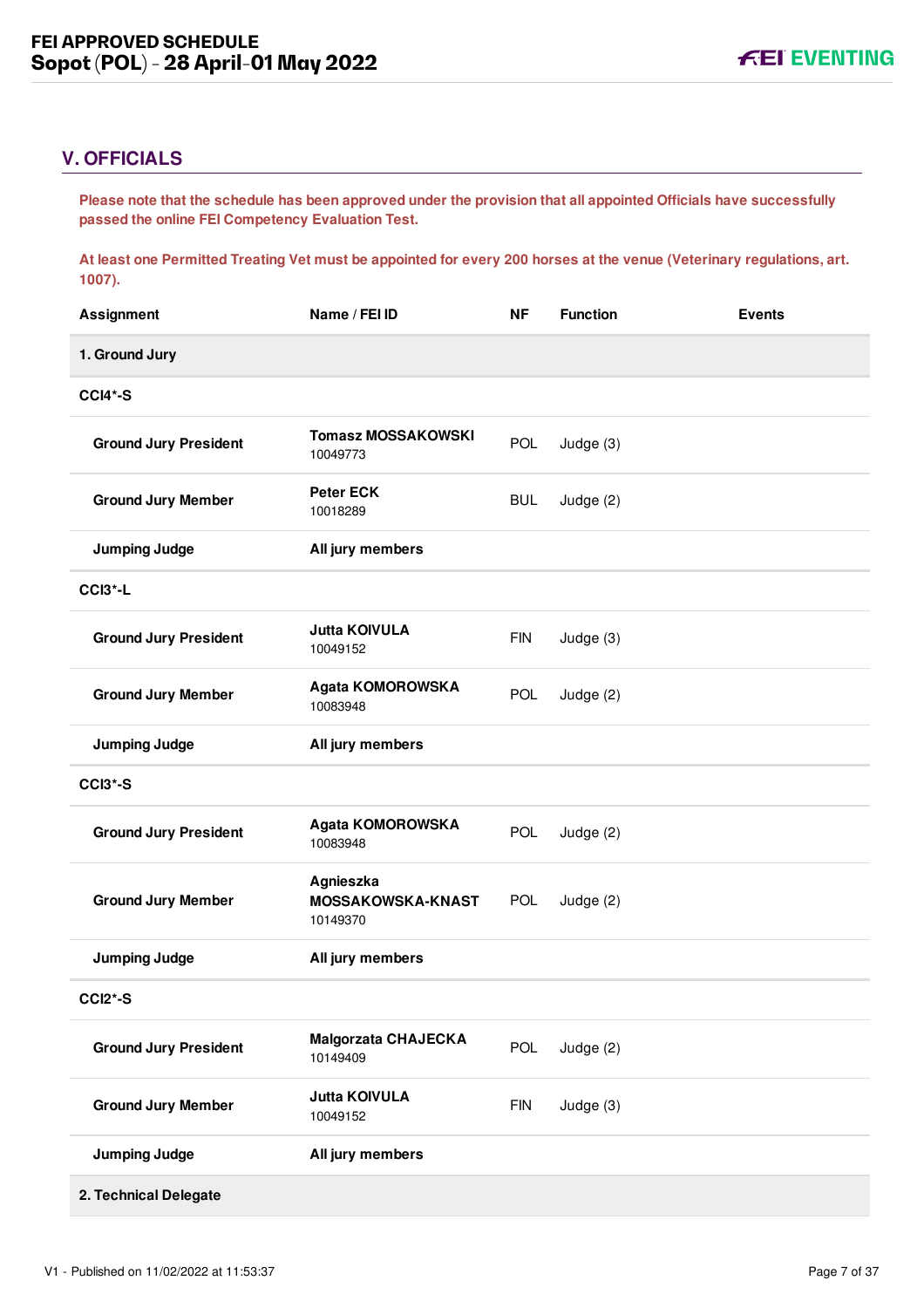## V. OFFICIALS

**Please note that the schedule has been approved under the provision that all appointed Officials have successfully passed the online FEI Competency Evaluation Test.**

**At least one Permitted Treating Vet must be appointed for every 200 horses at the venue (Veterinary regulations, art. 1007).**

| Assignment | Name / FEI ID | NF | Function | Events |
|---|---|---|---|---|
| **1. Ground Jury** | | | | |
| **CCI4*-S** | | | | |
| **Ground Jury President** | **Tomasz MOSSAKOWSKI** 10049773 | POL | Judge (3) | |
| **Ground Jury Member** | **Peter ECK** 10018289 | BUL | Judge (2) | |
| **Jumping Judge** | **All jury members** | | | |
| **CCI3*-L** | | | | |
| **Ground Jury President** | **Jutta KOIVULA** 10049152 | FIN | Judge (3) | |
| **Ground Jury Member** | **Agata KOMOROWSKA** 10083948 | POL | Judge (2) | |
| **Jumping Judge** | **All jury members** | | | |
| **CCI3*-S** | | | | |
| **Ground Jury President** | **Agata KOMOROWSKA** 10083948 | POL | Judge (2) | |
| **Ground Jury Member** | **Agnieszka MOSSAKOWSKA-KNAST** 10149370 | POL | Judge (2) | |
| **Jumping Judge** | **All jury members** | | | |
| **CCI2*-S** | | | | |
| **Ground Jury President** | **Malgorzata CHAJECKA** 10149409 | POL | Judge (2) | |
| **Ground Jury Member** | **Jutta KOIVULA** 10049152 | FIN | Judge (3) | |
| **Jumping Judge** | **All jury members** | | | |
| **2. Technical Delegate** | | | | |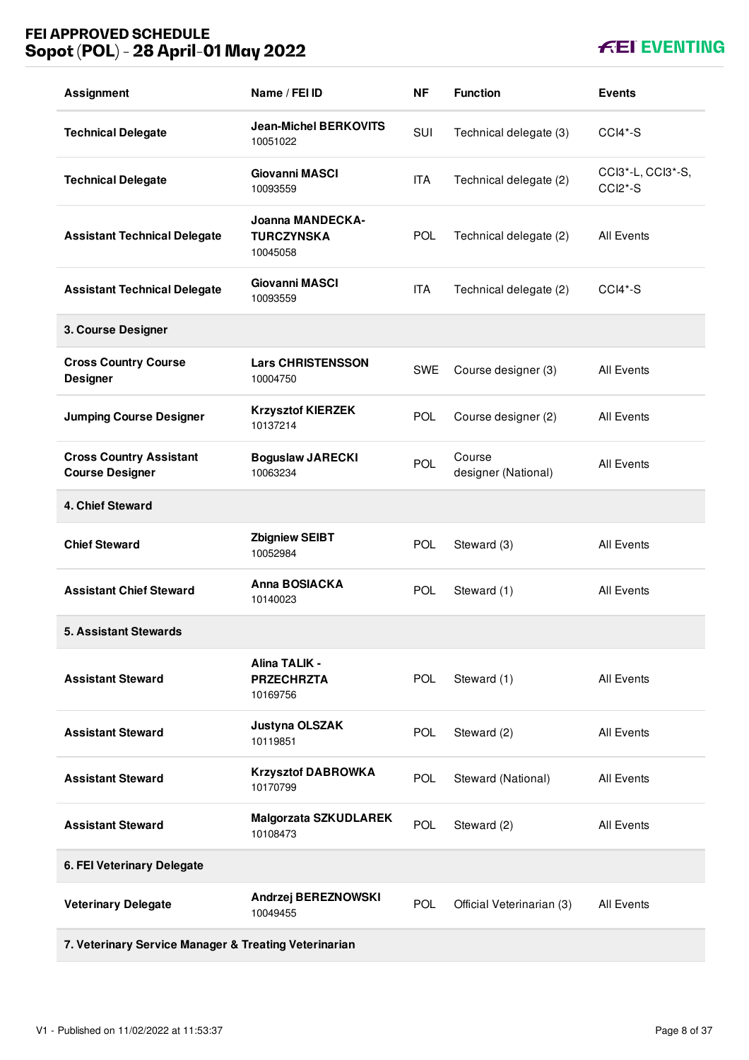| Assignment | Name / FEI ID | NF | Function | Events |
|---|---|---|---|---|
| **Technical Delegate** | **Jean-Michel BERKOVITS** 10051022 | SUI | Technical delegate (3) | CCI4*-S |
| **Technical Delegate** | **Giovanni MASCI** 10093559 | ITA | Technical delegate (2) | CCI3*-L, CCI3*-S, CCI2*-S |
| **Assistant Technical Delegate** | **Joanna MANDECKA-TURCZYNSKA** 10045058 | POL | Technical delegate (2) | All Events |
| **Assistant Technical Delegate** | **Giovanni MASCI** 10093559 | ITA | Technical delegate (2) | CCI4*-S |
| **3. Course Designer** | | | | |
| **Cross Country Course Designer** | **Lars CHRISTENSSON** 10004750 | SWE | Course designer (3) | All Events |
| **Jumping Course Designer** | **Krzysztof KIERZEK** 10137214 | POL | Course designer (2) | All Events |
| **Cross Country Assistant Course Designer** | **Boguslaw JARECKI** 10063234 | POL | Course designer (National) | All Events |
| **4. Chief Steward** | | | | |
| **Chief Steward** | **Zbigniew SEIBT** 10052984 | POL | Steward (3) | All Events |
| **Assistant Chief Steward** | **Anna BOSIACKA** 10140023 | POL | Steward (1) | All Events |
| **5. Assistant Stewards** | | | | |
| **Assistant Steward** | **Alina TALIK - PRZECHRZTA** 10169756 | POL | Steward (1) | All Events |
| **Assistant Steward** | **Justyna OLSZAK** 10119851 | POL | Steward (2) | All Events |
| **Assistant Steward** | **Krzysztof DABROWKA** 10170799 | POL | Steward (National) | All Events |
| **Assistant Steward** | **Malgorzata SZKUDLAREK** 10108473 | POL | Steward (2) | All Events |
| **6. FEI Veterinary Delegate** | | | | |
| **Veterinary Delegate** | **Andrzej BEREZNOWSKI** 10049455 | POL | Official Veterinarian (3) | All Events |
| **7. Veterinary Service Manager & Treating Veterinarian** | | | | |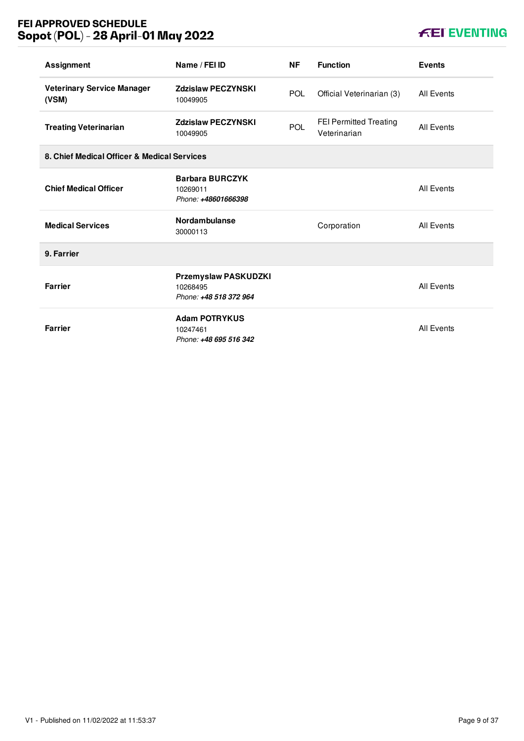| Assignment | Name / FEI ID | NF | Function | Events |
|---|---|---|---|---|
| **Veterinary Service Manager (VSM)** | **Zdzislaw PECZYNSKI** 10049905 | POL | Official Veterinarian (3) | All Events |
| **Treating Veterinarian** | **Zdzislaw PECZYNSKI** 10049905 | POL | FEI Permitted Treating Veterinarian | All Events |
| **8. Chief Medical Officer & Medical Services** | | | | |
| **Chief Medical Officer** | **Barbara BURCZYK** 10269011 *Phone: **+48601666398*** | | | All Events |
| **Medical Services** | **Nordambulanse** 30000113 | | Corporation | All Events |
| **9. Farrier** | | | | |
| **Farrier** | **Przemyslaw PASKUDZKI** 10268495 *Phone: **+48 518 372 964*** | | | All Events |
| **Farrier** | **Adam POTRYKUS** 10247461 *Phone: **+48 695 516 342*** | | | All Events |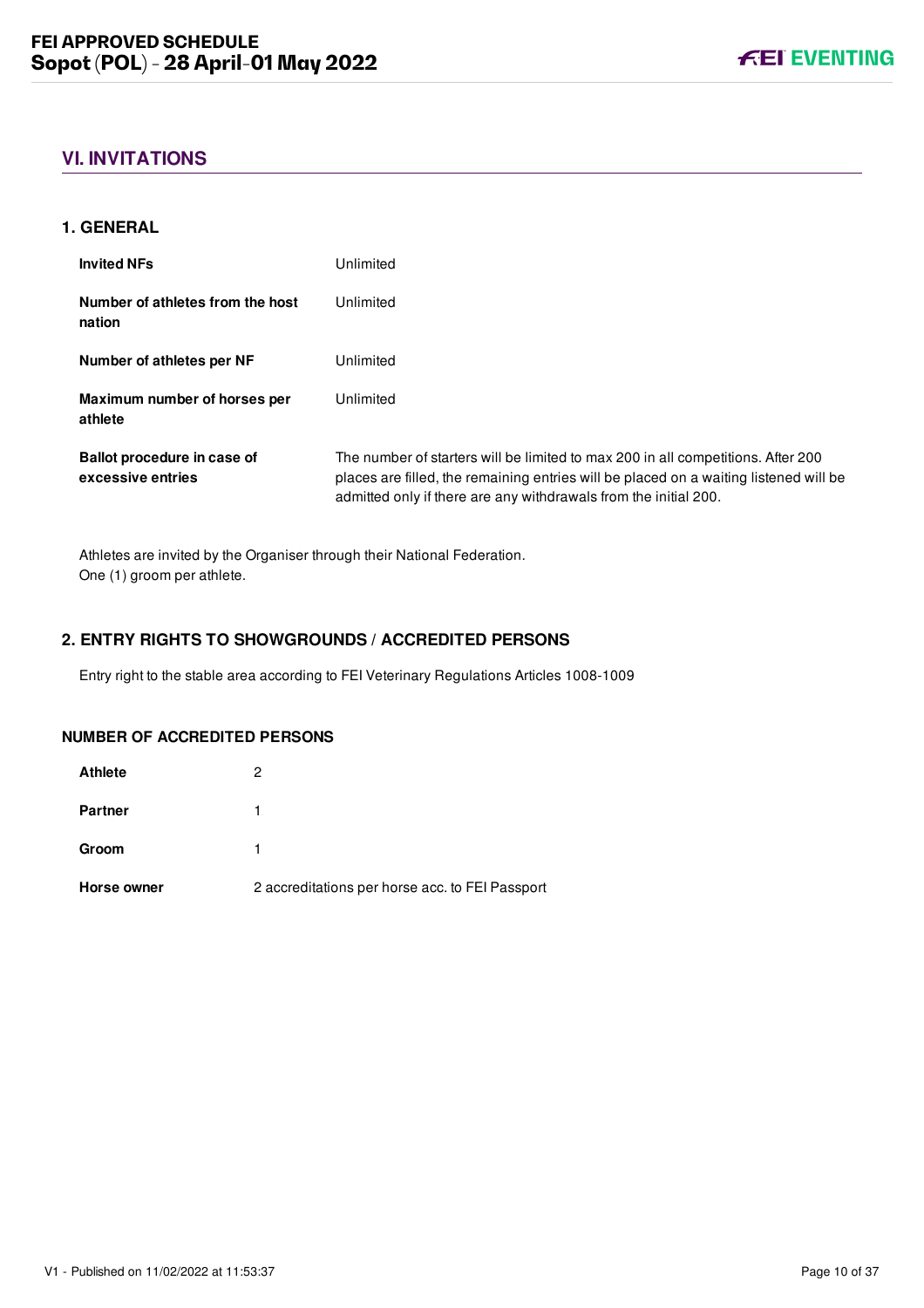## VI. INVITATIONS

### 1. GENERAL

| | |
|---|---|
| **Invited NFs** | Unlimited |
| **Number of athletes from the host nation** | Unlimited |
| **Number of athletes per NF** | Unlimited |
| **Maximum number of horses per athlete** | Unlimited |
| **Ballot procedure in case of excessive entries** | The number of starters will be limited to max 200 in all competitions. After 200 places are filled, the remaining entries will be placed on a waiting listened will be admitted only if there are any withdrawals from the initial 200. |

Athletes are invited by the Organiser through their National Federation.
One (1) groom per athlete.

### 2. ENTRY RIGHTS TO SHOWGROUNDS / ACCREDITED PERSONS

Entry right to the stable area according to FEI Veterinary Regulations Articles 1008-1009

#### NUMBER OF ACCREDITED PERSONS

| | |
|---|---|
| **Athlete** | 2 |
| **Partner** | 1 |
| **Groom** | 1 |
| **Horse owner** | 2 accreditations per horse acc. to FEI Passport |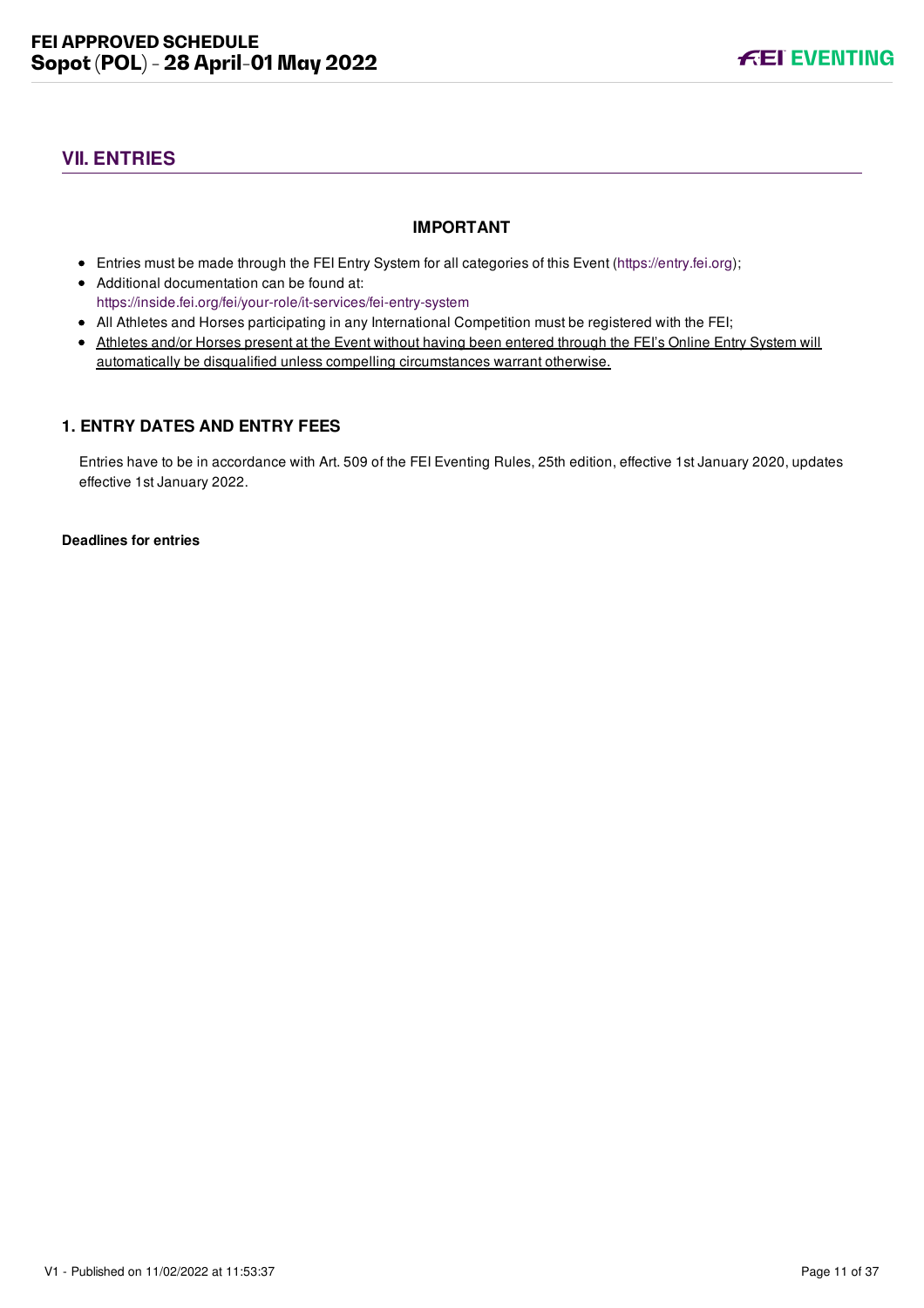## VII. ENTRIES

**IMPORTANT**

- Entries must be made through the FEI Entry System for all categories of this Event (https://entry.fei.org);
- Additional documentation can be found at: https://inside.fei.org/fei/your-role/it-services/fei-entry-system
- All Athletes and Horses participating in any International Competition must be registered with the FEI;
- Athletes and/or Horses present at the Event without having been entered through the FEI's Online Entry System will automatically be disqualified unless compelling circumstances warrant otherwise.

### 1. ENTRY DATES AND ENTRY FEES

Entries have to be in accordance with Art. 509 of the FEI Eventing Rules, 25th edition, effective 1st January 2020, updates effective 1st January 2022.

**Deadlines for entries**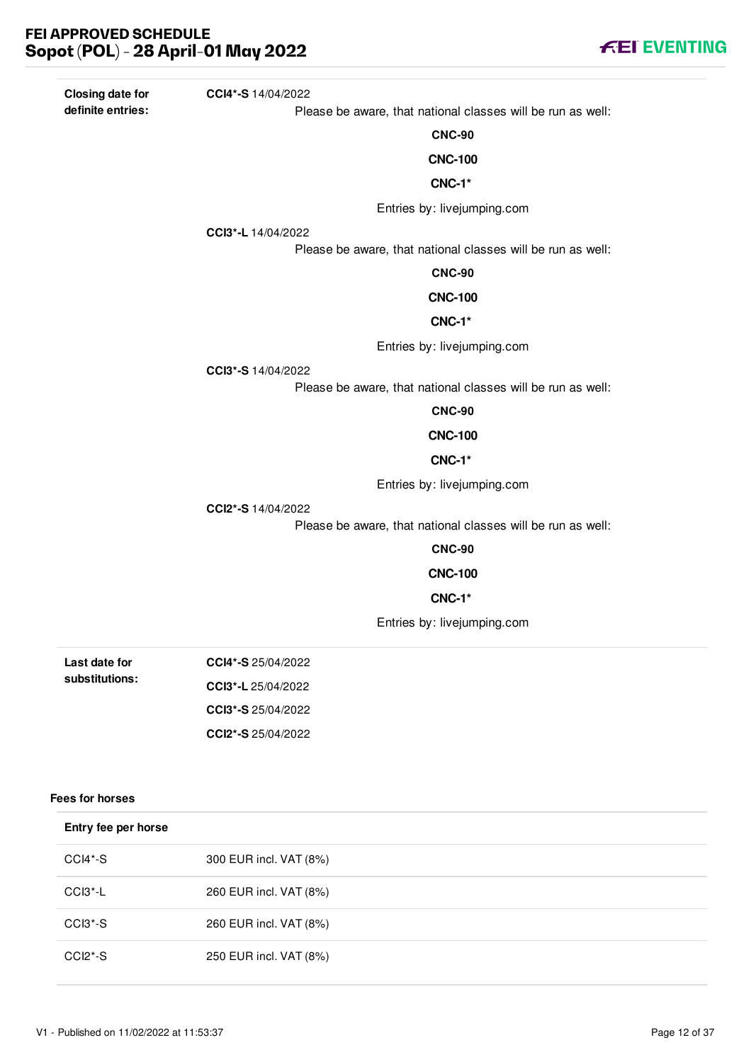**Closing date for definite entries:**

**CCI4*-S** 14/04/2022

Please be aware, that national classes will be run as well:

**CNC-90**

**CNC-100**

**CNC-1***

Entries by: livejumping.com

**CCI3*-L** 14/04/2022

Please be aware, that national classes will be run as well:

**CNC-90**

**CNC-100**

**CNC-1***

Entries by: livejumping.com

**CCI3*-S** 14/04/2022

Please be aware, that national classes will be run as well:

**CNC-90**

**CNC-100**

**CNC-1***

Entries by: livejumping.com

**CCI2*-S** 14/04/2022

Please be aware, that national classes will be run as well:

**CNC-90**

**CNC-100**

**CNC-1***

Entries by: livejumping.com

**Last date for substitutions:**

**CCI4*-S** 25/04/2022

**CCI3*-L** 25/04/2022

**CCI3*-S** 25/04/2022

**CCI2*-S** 25/04/2022

### Fees for horses

| Entry fee per horse | |
|---|---|
| CCI4*-S | 300 EUR incl. VAT (8%) |
| CCI3*-L | 260 EUR incl. VAT (8%) |
| CCI3*-S | 260 EUR incl. VAT (8%) |
| CCI2*-S | 250 EUR incl. VAT (8%) |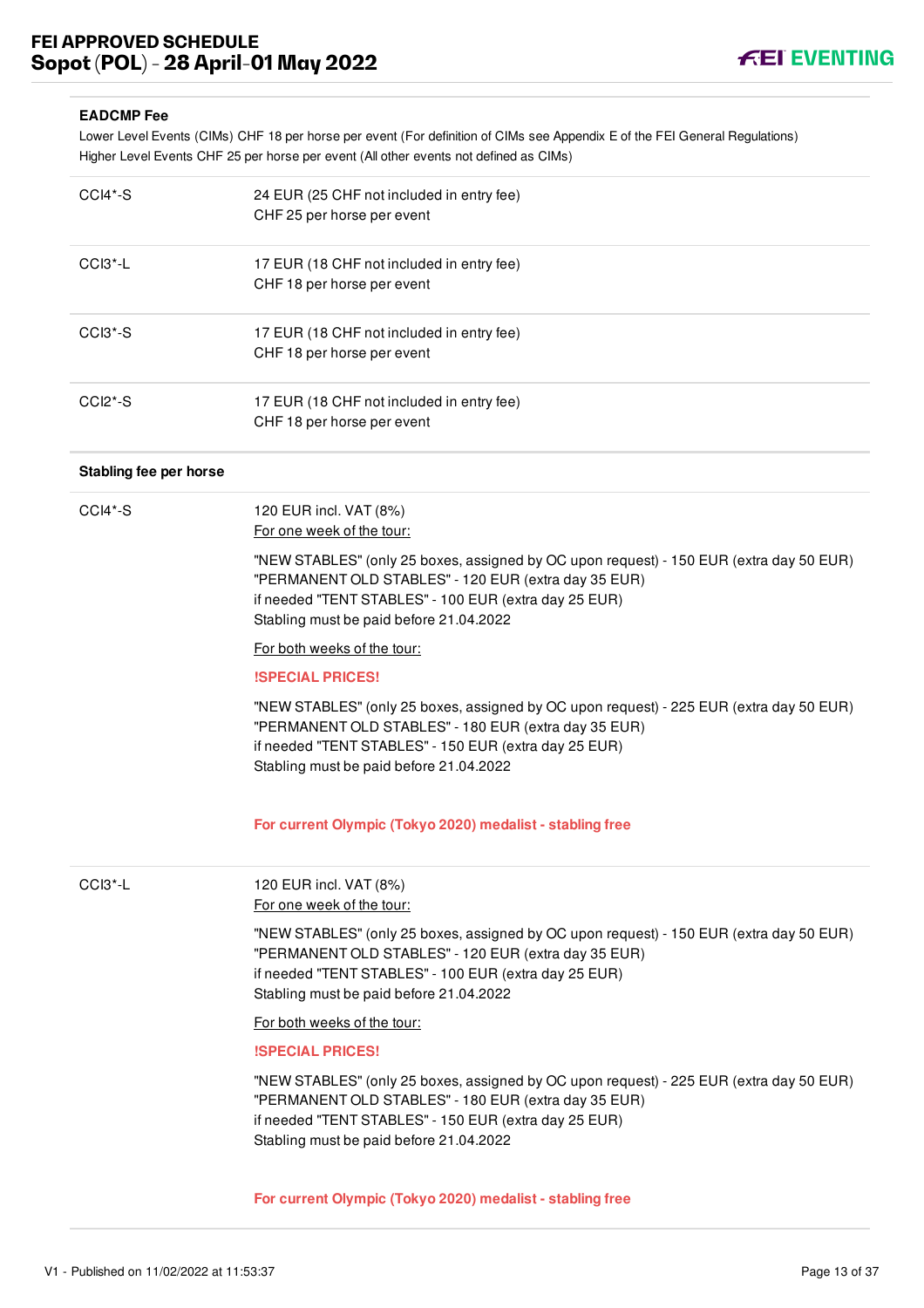### EADCMP Fee

Lower Level Events (CIMs) CHF 18 per horse per event (For definition of CIMs see Appendix E of the FEI General Regulations)
Higher Level Events CHF 25 per horse per event (All other events not defined as CIMs)

| | |
|---|---|
| CCI4*-S | 24 EUR (25 CHF not included in entry fee)<br>CHF 25 per horse per event |
| CCI3*-L | 17 EUR (18 CHF not included in entry fee)<br>CHF 18 per horse per event |
| CCI3*-S | 17 EUR (18 CHF not included in entry fee)<br>CHF 18 per horse per event |
| CCI2*-S | 17 EUR (18 CHF not included in entry fee)<br>CHF 18 per horse per event |

### Stabling fee per horse

**CCI4*-S**

120 EUR incl. VAT (8%)
For one week of the tour:

"NEW STABLES" (only 25 boxes, assigned by OC upon request) - 150 EUR (extra day 50 EUR)
"PERMANENT OLD STABLES" - 120 EUR (extra day 35 EUR)
if needed "TENT STABLES" - 100 EUR (extra day 25 EUR)
Stabling must be paid before 21.04.2022

For both weeks of the tour:

**!SPECIAL PRICES!**

"NEW STABLES" (only 25 boxes, assigned by OC upon request) - 225 EUR (extra day 50 EUR)
"PERMANENT OLD STABLES" - 180 EUR (extra day 35 EUR)
if needed "TENT STABLES" - 150 EUR (extra day 25 EUR)
Stabling must be paid before 21.04.2022

**For current Olympic (Tokyo 2020) medalist - stabling free**

**CCI3*-L**

120 EUR incl. VAT (8%)
For one week of the tour:

"NEW STABLES" (only 25 boxes, assigned by OC upon request) - 150 EUR (extra day 50 EUR)
"PERMANENT OLD STABLES" - 120 EUR (extra day 35 EUR)
if needed "TENT STABLES" - 100 EUR (extra day 25 EUR)
Stabling must be paid before 21.04.2022

For both weeks of the tour:

**!SPECIAL PRICES!**

"NEW STABLES" (only 25 boxes, assigned by OC upon request) - 225 EUR (extra day 50 EUR)
"PERMANENT OLD STABLES" - 180 EUR (extra day 35 EUR)
if needed "TENT STABLES" - 150 EUR (extra day 25 EUR)
Stabling must be paid before 21.04.2022

**For current Olympic (Tokyo 2020) medalist - stabling free**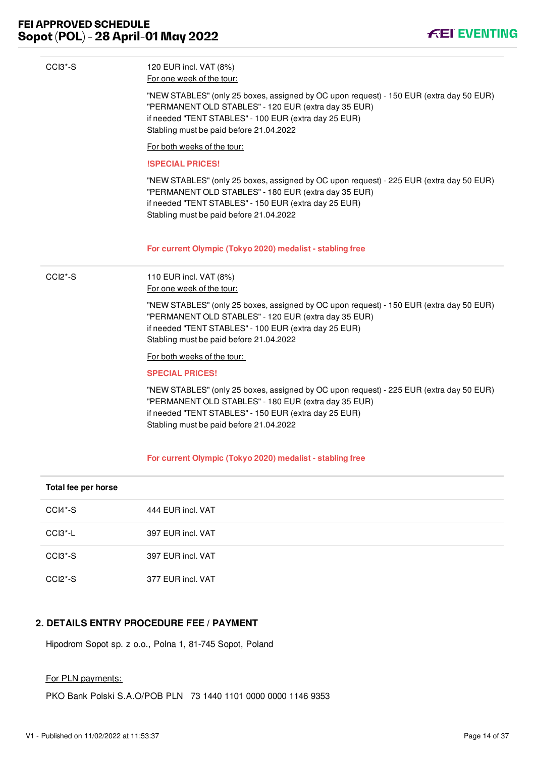| | |
|---|---|
| CCI3*-S | 120 EUR incl. VAT (8%)<br>For one week of the tour:<br><br>"NEW STABLES" (only 25 boxes, assigned by OC upon request) - 150 EUR (extra day 50 EUR)<br>"PERMANENT OLD STABLES" - 120 EUR (extra day 35 EUR)<br>if needed "TENT STABLES" - 100 EUR (extra day 25 EUR)<br>Stabling must be paid before 21.04.2022<br><br>For both weeks of the tour:<br><br>**!SPECIAL PRICES!**<br><br>"NEW STABLES" (only 25 boxes, assigned by OC upon request) - 225 EUR (extra day 50 EUR)<br>"PERMANENT OLD STABLES" - 180 EUR (extra day 35 EUR)<br>if needed "TENT STABLES" - 150 EUR (extra day 25 EUR)<br>Stabling must be paid before 21.04.2022<br><br>**For current Olympic (Tokyo 2020) medalist - stabling free** |
| CCI2*-S | 110 EUR incl. VAT (8%)<br>For one week of the tour:<br><br>"NEW STABLES" (only 25 boxes, assigned by OC upon request) - 150 EUR (extra day 50 EUR)<br>"PERMANENT OLD STABLES" - 120 EUR (extra day 35 EUR)<br>if needed "TENT STABLES" - 100 EUR (extra day 25 EUR)<br>Stabling must be paid before 21.04.2022<br><br>For both weeks of the tour:<br><br>**SPECIAL PRICES!**<br><br>"NEW STABLES" (only 25 boxes, assigned by OC upon request) - 225 EUR (extra day 50 EUR)<br>"PERMANENT OLD STABLES" - 180 EUR (extra day 35 EUR)<br>if needed "TENT STABLES" - 150 EUR (extra day 25 EUR)<br>Stabling must be paid before 21.04.2022<br><br>**For current Olympic (Tokyo 2020) medalist - stabling free** |

| **Total fee per horse** | |
|---|---|
| CCI4*-S | 444 EUR incl. VAT |
| CCI3*-L | 397 EUR incl. VAT |
| CCI3*-S | 397 EUR incl. VAT |
| CCI2*-S | 377 EUR incl. VAT |

## 2. DETAILS ENTRY PROCEDURE FEE / PAYMENT

Hipodrom Sopot sp. z o.o., Polna 1, 81-745 Sopot, Poland

For PLN payments:

PKO Bank Polski S.A.O/POB PLN   73 1440 1101 0000 0000 1146 9353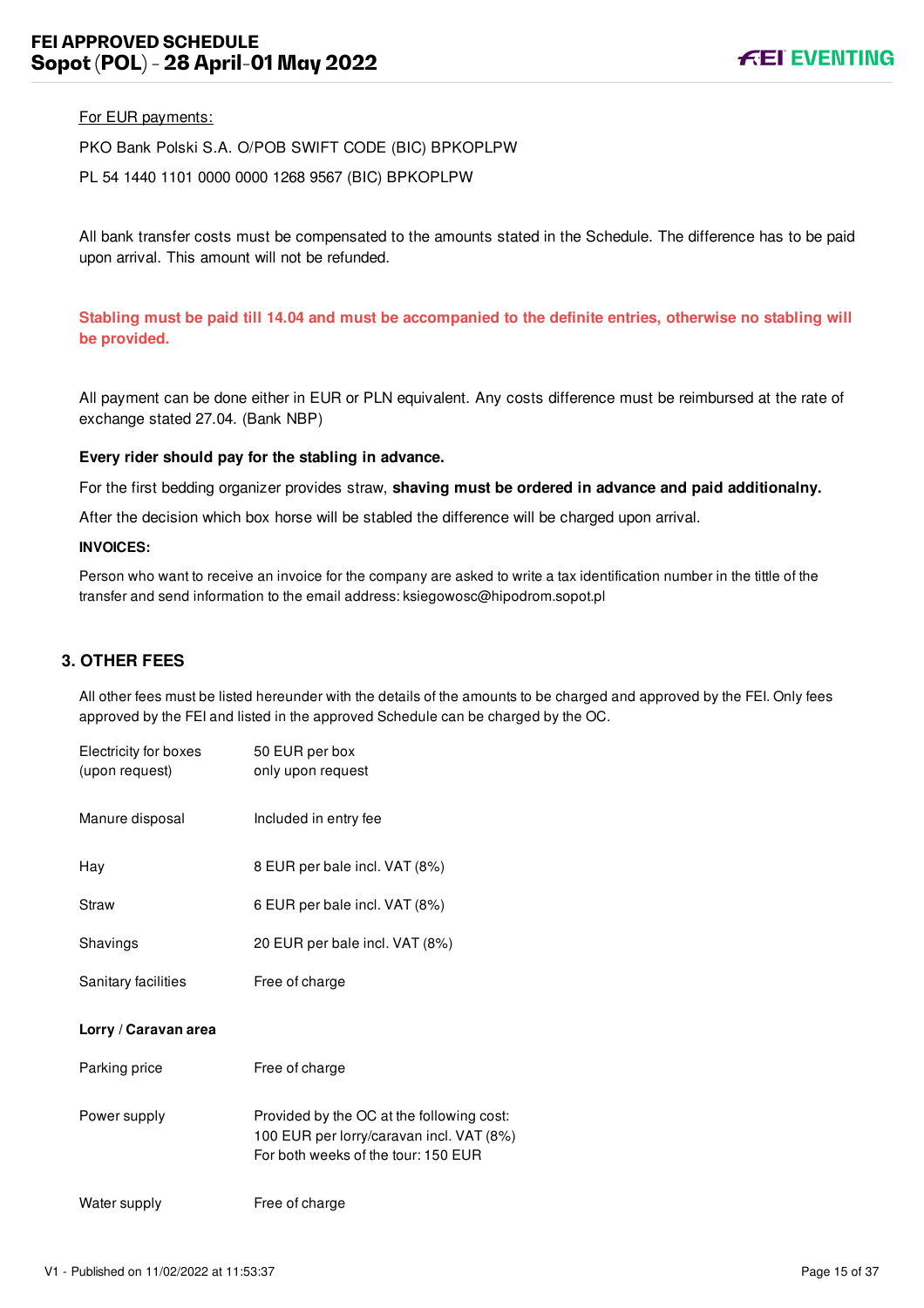For EUR payments:

PKO Bank Polski S.A. O/POB SWIFT CODE (BIC) BPKOPLPW

PL 54 1440 1101 0000 0000 1268 9567 (BIC) BPKOPLPW

All bank transfer costs must be compensated to the amounts stated in the Schedule. The difference has to be paid upon arrival. This amount will not be refunded.

**Stabling must be paid till 14.04 and must be accompanied to the definite entries, otherwise no stabling will be provided.**

All payment can be done either in EUR or PLN equivalent. Any costs difference must be reimbursed at the rate of exchange stated 27.04. (Bank NBP)

**Every rider should pay for the stabling in advance.**

For the first bedding organizer provides straw, **shaving must be ordered in advance and paid additionalny.**

After the decision which box horse will be stabled the difference will be charged upon arrival.

**INVOICES:**

Person who want to receive an invoice for the company are asked to write a tax identification number in the tittle of the transfer and send information to the email address: ksiegowosc@hipodrom.sopot.pl

## 3. OTHER FEES

All other fees must be listed hereunder with the details of the amounts to be charged and approved by the FEI. Only fees approved by the FEI and listed in the approved Schedule can be charged by the OC.

| | |
|---|---|
| Electricity for boxes (upon request) | 50 EUR per box<br>only upon request |
| Manure disposal | Included in entry fee |
| Hay | 8 EUR per bale incl. VAT (8%) |
| Straw | 6 EUR per bale incl. VAT (8%) |
| Shavings | 20 EUR per bale incl. VAT (8%) |
| Sanitary facilities | Free of charge |

**Lorry / Caravan area**

| | |
|---|---|
| Parking price | Free of charge |
| Power supply | Provided by the OC at the following cost:<br>100 EUR per lorry/caravan incl. VAT (8%)<br>For both weeks of the tour: 150 EUR |
| Water supply | Free of charge |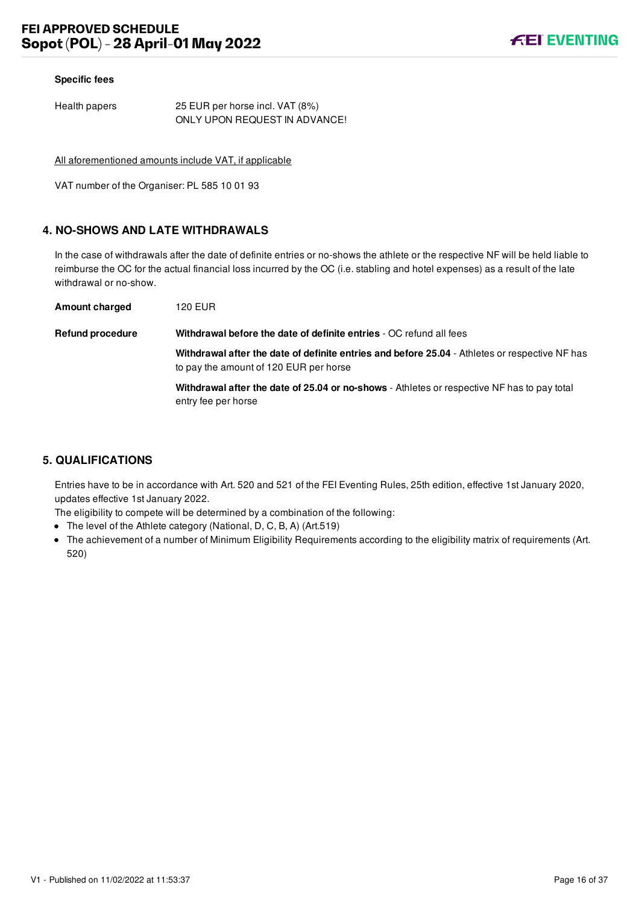**Specific fees**

| | |
|---|---|
| Health papers | 25 EUR per horse incl. VAT (8%)<br>ONLY UPON REQUEST IN ADVANCE! |

All aforementioned amounts include VAT, if applicable

VAT number of the Organiser: PL 585 10 01 93

## 4. NO-SHOWS AND LATE WITHDRAWALS

In the case of withdrawals after the date of definite entries or no-shows the athlete or the respective NF will be held liable to reimburse the OC for the actual financial loss incurred by the OC (i.e. stabling and hotel expenses) as a result of the late withdrawal or no-show.

**Amount charged** 120 EUR

**Refund procedure**

**Withdrawal before the date of definite entries** - OC refund all fees

**Withdrawal after the date of definite entries and before 25.04** - Athletes or respective NF has to pay the amount of 120 EUR per horse

**Withdrawal after the date of 25.04 or no-shows** - Athletes or respective NF has to pay total entry fee per horse

## 5. QUALIFICATIONS

Entries have to be in accordance with Art. 520 and 521 of the FEI Eventing Rules, 25th edition, effective 1st January 2020, updates effective 1st January 2022.

The eligibility to compete will be determined by a combination of the following:

- The level of the Athlete category (National, D, C, B, A) (Art.519)
- The achievement of a number of Minimum Eligibility Requirements according to the eligibility matrix of requirements (Art. 520)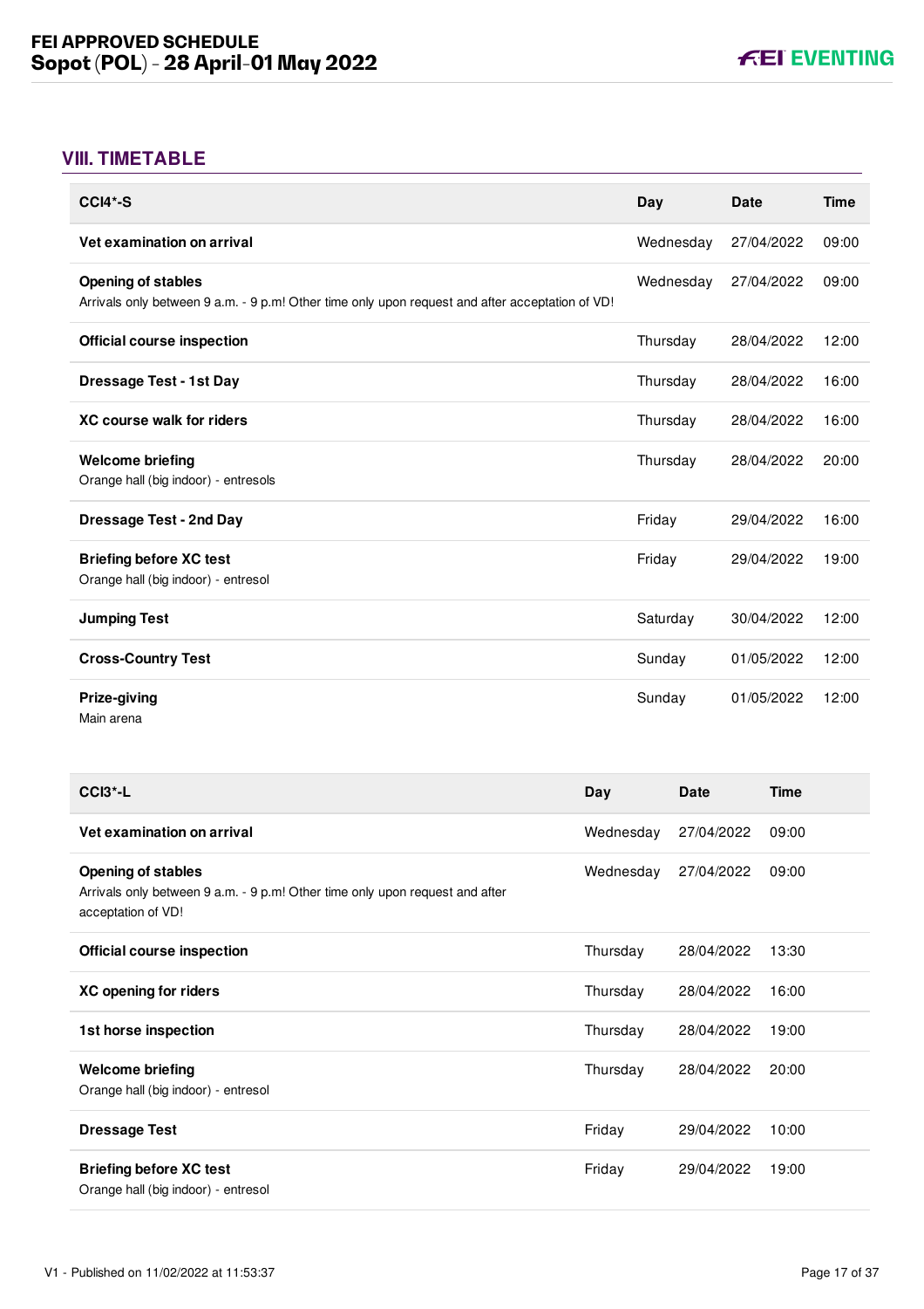## VIII. TIMETABLE

| CCI4*-S | Day | Date | Time |
|---|---|---|---|
| **Vet examination on arrival** | Wednesday | 27/04/2022 | 09:00 |
| **Opening of stables**<br>Arrivals only between 9 a.m. - 9 p.m! Other time only upon request and after acceptation of VD! | Wednesday | 27/04/2022 | 09:00 |
| **Official course inspection** | Thursday | 28/04/2022 | 12:00 |
| **Dressage Test - 1st Day** | Thursday | 28/04/2022 | 16:00 |
| **XC course walk for riders** | Thursday | 28/04/2022 | 16:00 |
| **Welcome briefing**<br>Orange hall (big indoor) - entresols | Thursday | 28/04/2022 | 20:00 |
| **Dressage Test - 2nd Day** | Friday | 29/04/2022 | 16:00 |
| **Briefing before XC test**<br>Orange hall (big indoor) - entresol | Friday | 29/04/2022 | 19:00 |
| **Jumping Test** | Saturday | 30/04/2022 | 12:00 |
| **Cross-Country Test** | Sunday | 01/05/2022 | 12:00 |
| **Prize-giving**<br>Main arena | Sunday | 01/05/2022 | 12:00 |

| CCI3*-L | Day | Date | Time |
|---|---|---|---|
| **Vet examination on arrival** | Wednesday | 27/04/2022 | 09:00 |
| **Opening of stables**<br>Arrivals only between 9 a.m. - 9 p.m! Other time only upon request and after acceptation of VD! | Wednesday | 27/04/2022 | 09:00 |
| **Official course inspection** | Thursday | 28/04/2022 | 13:30 |
| **XC opening for riders** | Thursday | 28/04/2022 | 16:00 |
| **1st horse inspection** | Thursday | 28/04/2022 | 19:00 |
| **Welcome briefing**<br>Orange hall (big indoor) - entresol | Thursday | 28/04/2022 | 20:00 |
| **Dressage Test** | Friday | 29/04/2022 | 10:00 |
| **Briefing before XC test**<br>Orange hall (big indoor) - entresol | Friday | 29/04/2022 | 19:00 |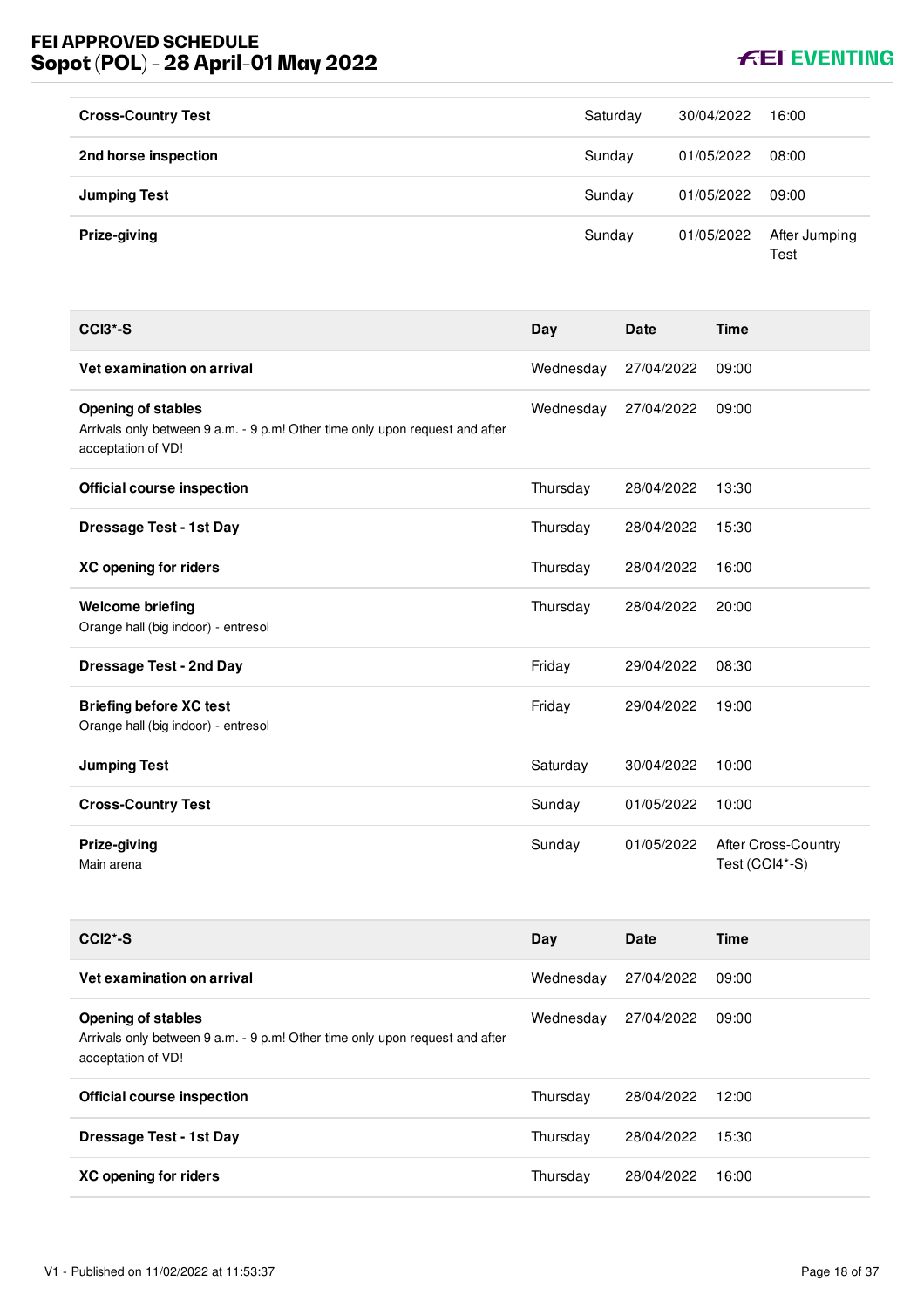| | | | |
|---|---|---|---|
| **Cross-Country Test** | Saturday | 30/04/2022 | 16:00 |
| **2nd horse inspection** | Sunday | 01/05/2022 | 08:00 |
| **Jumping Test** | Sunday | 01/05/2022 | 09:00 |
| **Prize-giving** | Sunday | 01/05/2022 | After Jumping Test |

| CCI3*-S | Day | Date | Time |
|---|---|---|---|
| **Vet examination on arrival** | Wednesday | 27/04/2022 | 09:00 |
| **Opening of stables**<br>Arrivals only between 9 a.m. - 9 p.m! Other time only upon request and after acceptation of VD! | Wednesday | 27/04/2022 | 09:00 |
| **Official course inspection** | Thursday | 28/04/2022 | 13:30 |
| **Dressage Test - 1st Day** | Thursday | 28/04/2022 | 15:30 |
| **XC opening for riders** | Thursday | 28/04/2022 | 16:00 |
| **Welcome briefing**<br>Orange hall (big indoor) - entresol | Thursday | 28/04/2022 | 20:00 |
| **Dressage Test - 2nd Day** | Friday | 29/04/2022 | 08:30 |
| **Briefing before XC test**<br>Orange hall (big indoor) - entresol | Friday | 29/04/2022 | 19:00 |
| **Jumping Test** | Saturday | 30/04/2022 | 10:00 |
| **Cross-Country Test** | Sunday | 01/05/2022 | 10:00 |
| **Prize-giving**<br>Main arena | Sunday | 01/05/2022 | After Cross-Country Test (CCI4*-S) |

| CCI2*-S | Day | Date | Time |
|---|---|---|---|
| **Vet examination on arrival** | Wednesday | 27/04/2022 | 09:00 |
| **Opening of stables**<br>Arrivals only between 9 a.m. - 9 p.m! Other time only upon request and after acceptation of VD! | Wednesday | 27/04/2022 | 09:00 |
| **Official course inspection** | Thursday | 28/04/2022 | 12:00 |
| **Dressage Test - 1st Day** | Thursday | 28/04/2022 | 15:30 |
| **XC opening for riders** | Thursday | 28/04/2022 | 16:00 |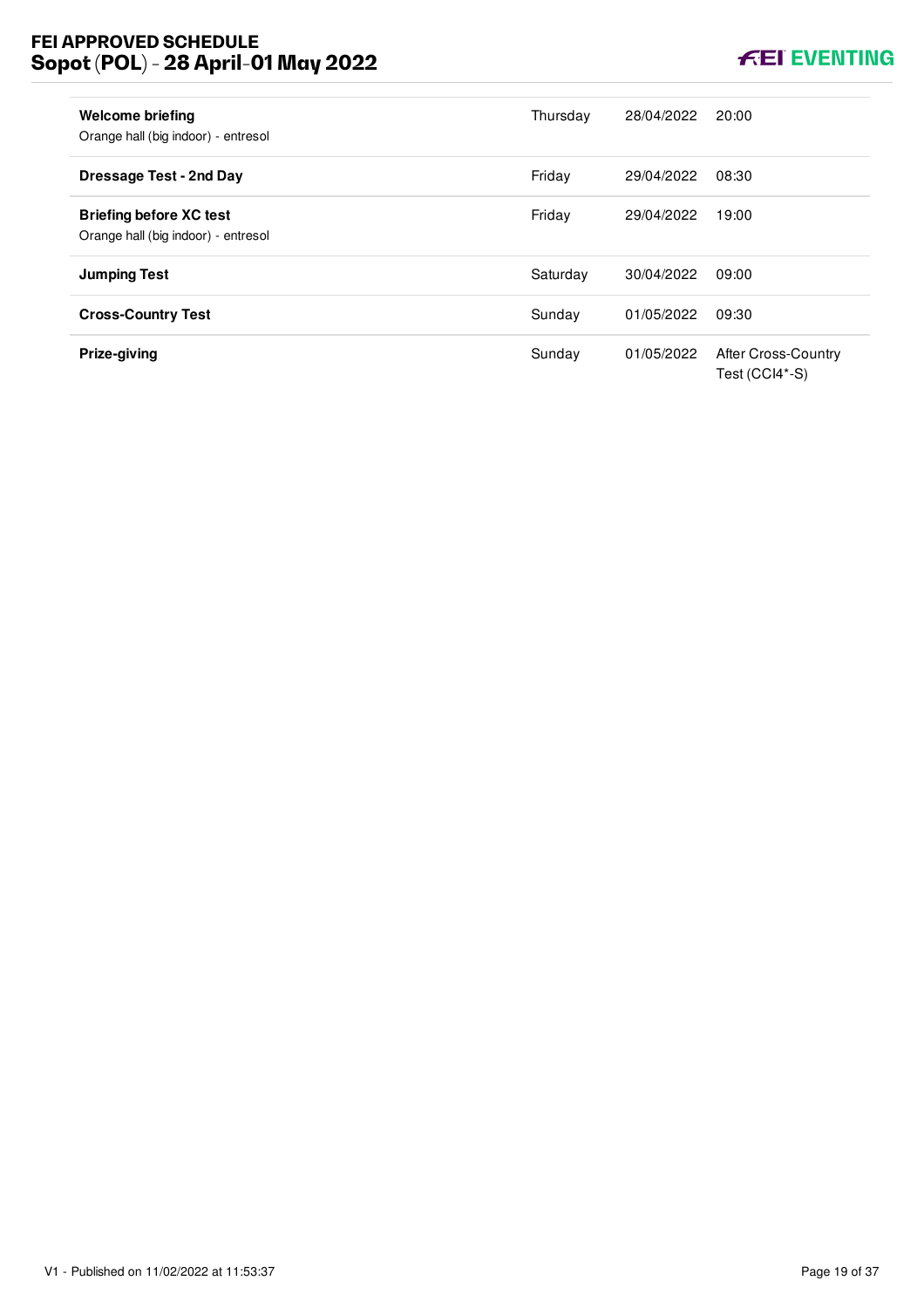| Event | Day | Date | Time |
|---|---|---|---|
| **Welcome briefing**<br>Orange hall (big indoor) - entresol | Thursday | 28/04/2022 | 20:00 |
| **Dressage Test - 2nd Day** | Friday | 29/04/2022 | 08:30 |
| **Briefing before XC test**<br>Orange hall (big indoor) - entresol | Friday | 29/04/2022 | 19:00 |
| **Jumping Test** | Saturday | 30/04/2022 | 09:00 |
| **Cross-Country Test** | Sunday | 01/05/2022 | 09:30 |
| **Prize-giving** | Sunday | 01/05/2022 | After Cross-Country Test (CCI4*-S) |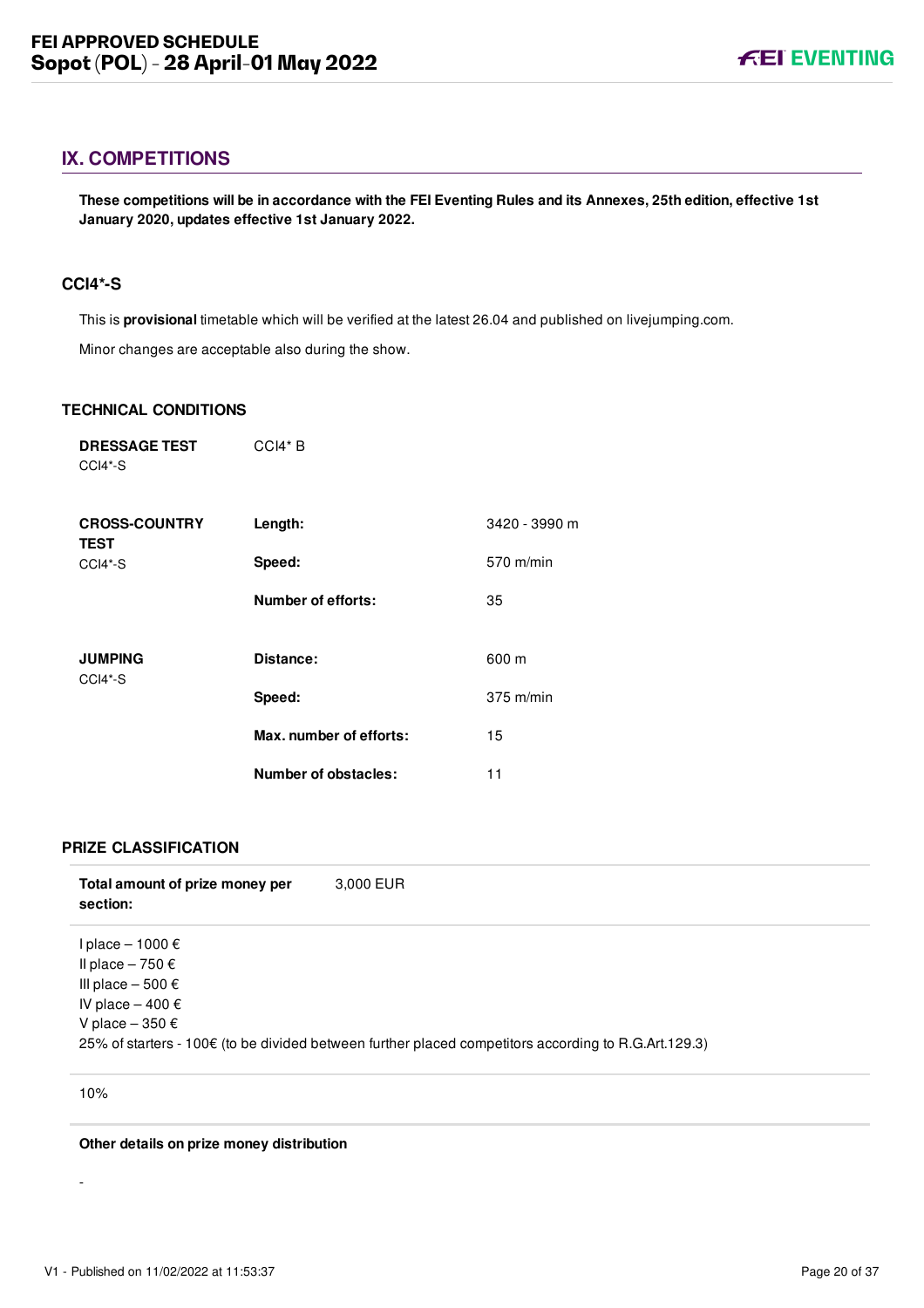## IX. COMPETITIONS

**These competitions will be in accordance with the FEI Eventing Rules and its Annexes, 25th edition, effective 1st January 2020, updates effective 1st January 2022.**

### CCI4*-S

This is **provisional** timetable which will be verified at the latest 26.04 and published on livejumping.com.

Minor changes are acceptable also during the show.

### TECHNICAL CONDITIONS

| | | |
|---|---|---|
| **DRESSAGE TEST** CCI4*-S | CCI4* B | |
| **CROSS-COUNTRY TEST** CCI4*-S | **Length:** | 3420 - 3990 m |
| | **Speed:** | 570 m/min |
| | **Number of efforts:** | 35 |
| **JUMPING** CCI4*-S | **Distance:** | 600 m |
| | **Speed:** | 375 m/min |
| | **Max. number of efforts:** | 15 |
| | **Number of obstacles:** | 11 |

### PRIZE CLASSIFICATION

**Total amount of prize money per section:** 3,000 EUR

I place – 1000 €
II place – 750 €
III place – 500 €
IV place – 400 €
V place – 350 €
25% of starters - 100€ (to be divided between further placed competitors according to R.G.Art.129.3)

10%

**Other details on prize money distribution**

-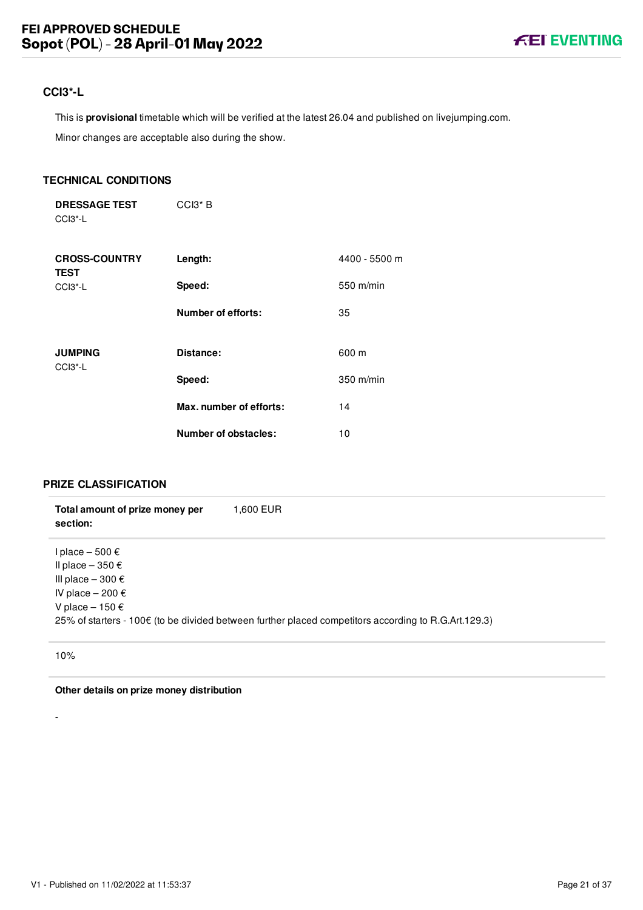## CCI3*-L

This is **provisional** timetable which will be verified at the latest 26.04 and published on livejumping.com.

Minor changes are acceptable also during the show.

### TECHNICAL CONDITIONS

| | | |
|---|---|---|
| **DRESSAGE TEST** CCI3*-L | CCI3* B | |
| **CROSS-COUNTRY TEST** CCI3*-L | **Length:** | 4400 - 5500 m |
| | **Speed:** | 550 m/min |
| | **Number of efforts:** | 35 |
| **JUMPING** CCI3*-L | **Distance:** | 600 m |
| | **Speed:** | 350 m/min |
| | **Max. number of efforts:** | 14 |
| | **Number of obstacles:** | 10 |

### PRIZE CLASSIFICATION

**Total amount of prize money per section:** 1,600 EUR

I place – 500 €
II place – 350 €
III place – 300 €
IV place – 200 €
V place – 150 €
25% of starters - 100€ (to be divided between further placed competitors according to R.G.Art.129.3)

10%

**Other details on prize money distribution**

-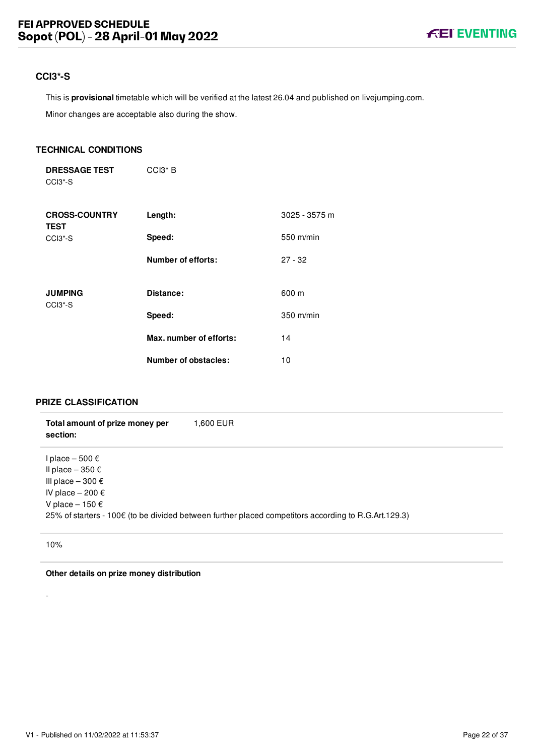## CCI3*-S

This is **provisional** timetable which will be verified at the latest 26.04 and published on livejumping.com.

Minor changes are acceptable also during the show.

### TECHNICAL CONDITIONS

| | | |
|---|---|---|
| **DRESSAGE TEST** CCI3*-S | CCI3* B | |
| **CROSS-COUNTRY TEST** CCI3*-S | **Length:** | 3025 - 3575 m |
| | **Speed:** | 550 m/min |
| | **Number of efforts:** | 27 - 32 |
| **JUMPING** CCI3*-S | **Distance:** | 600 m |
| | **Speed:** | 350 m/min |
| | **Max. number of efforts:** | 14 |
| | **Number of obstacles:** | 10 |

### PRIZE CLASSIFICATION

**Total amount of prize money per section:** 1,600 EUR

I place – 500 €
II place – 350 €
III place – 300 €
IV place – 200 €
V place – 150 €
25% of starters - 100€ (to be divided between further placed competitors according to R.G.Art.129.3)

10%

**Other details on prize money distribution**

-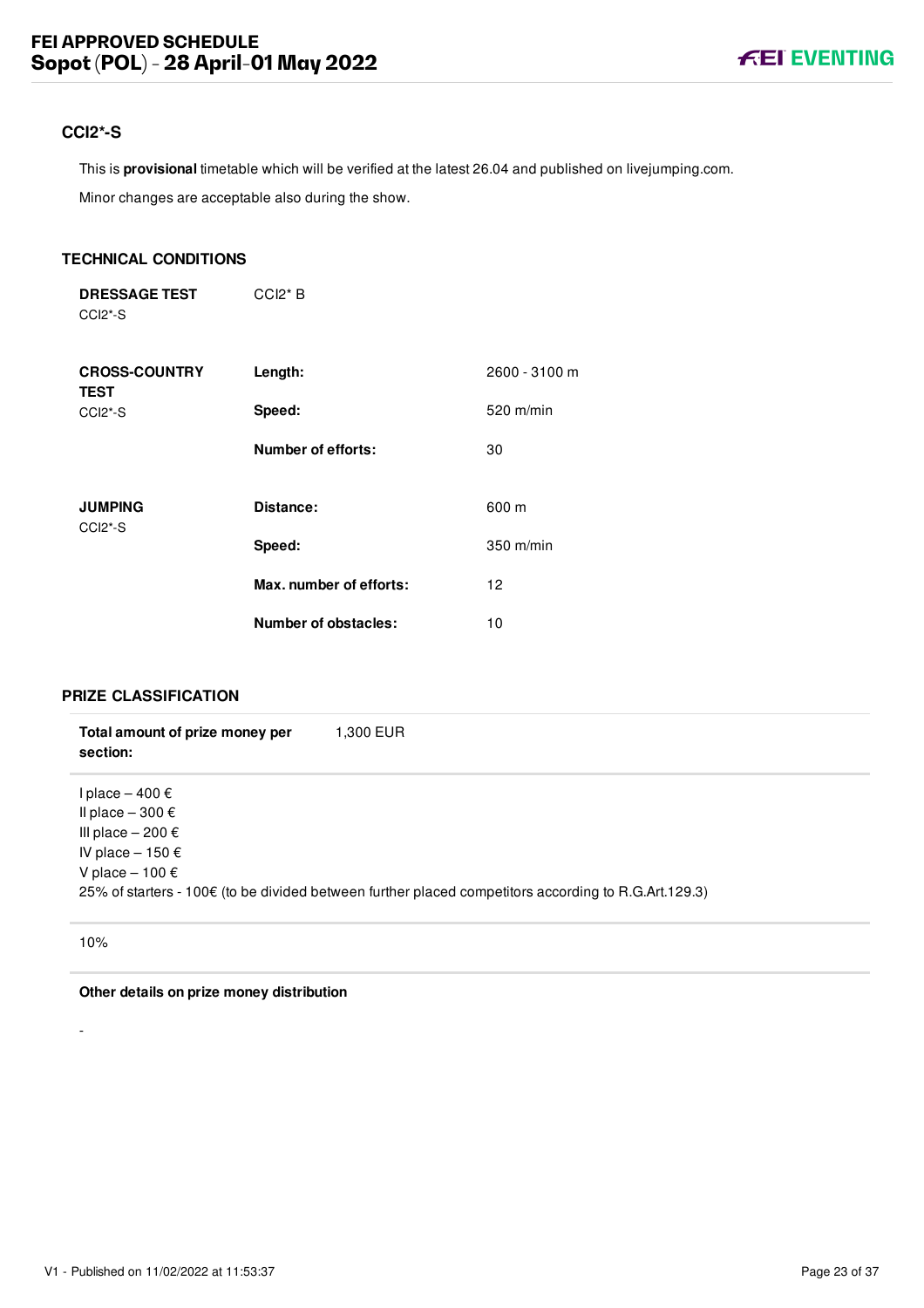## CCI2*-S

This is **provisional** timetable which will be verified at the latest 26.04 and published on livejumping.com.

Minor changes are acceptable also during the show.

### TECHNICAL CONDITIONS

| | | |
|---|---|---|
| **DRESSAGE TEST** CCI2*-S | CCI2* B | |
| **CROSS-COUNTRY TEST** CCI2*-S | **Length:** | 2600 - 3100 m |
| | **Speed:** | 520 m/min |
| | **Number of efforts:** | 30 |
| **JUMPING** CCI2*-S | **Distance:** | 600 m |
| | **Speed:** | 350 m/min |
| | **Max. number of efforts:** | 12 |
| | **Number of obstacles:** | 10 |

### PRIZE CLASSIFICATION

**Total amount of prize money per section:** 1,300 EUR

I place – 400 €
II place – 300 €
III place – 200 €
IV place – 150 €
V place – 100 €
25% of starters - 100€ (to be divided between further placed competitors according to R.G.Art.129.3)

10%

**Other details on prize money distribution**

-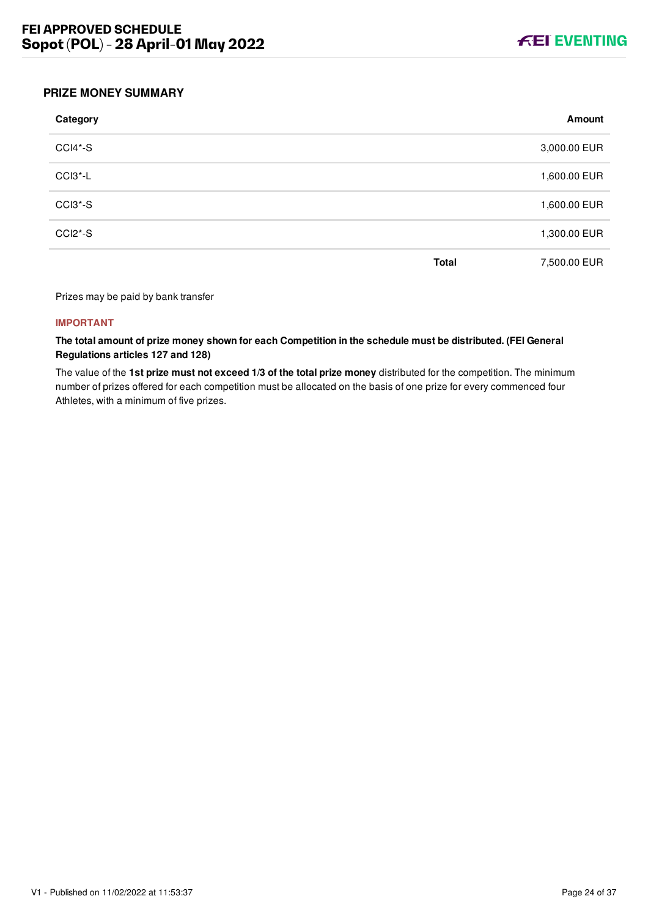## PRIZE MONEY SUMMARY

| Category | | Amount |
|---|---|---|
| CCI4*-S | | 3,000.00 EUR |
| CCI3*-L | | 1,600.00 EUR |
| CCI3*-S | | 1,600.00 EUR |
| CCI2*-S | | 1,300.00 EUR |
| | **Total** | 7,500.00 EUR |

Prizes may be paid by bank transfer

**IMPORTANT**

**The total amount of prize money shown for each Competition in the schedule must be distributed. (FEI General Regulations articles 127 and 128)**

The value of the **1st prize must not exceed 1/3 of the total prize money** distributed for the competition. The minimum number of prizes offered for each competition must be allocated on the basis of one prize for every commenced four Athletes, with a minimum of five prizes.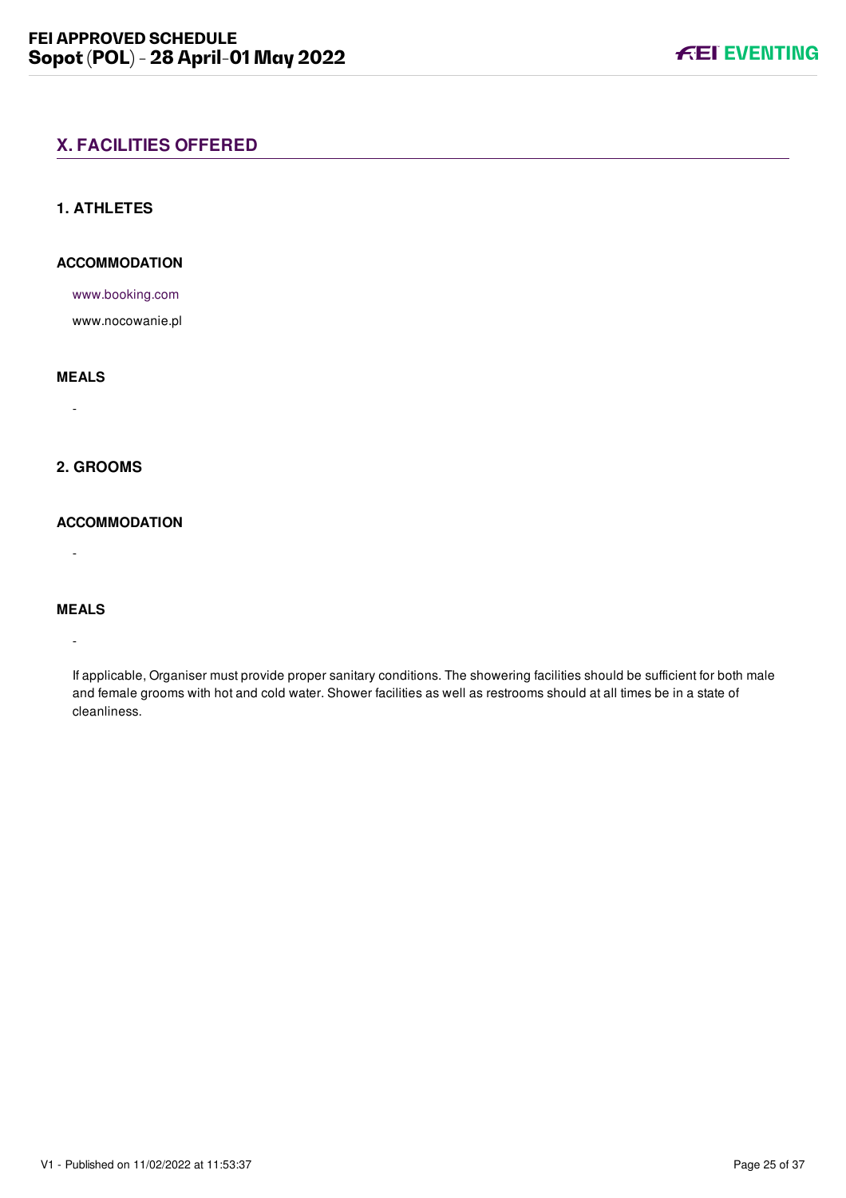## X. FACILITIES OFFERED

### 1. ATHLETES

#### ACCOMMODATION

www.booking.com

www.nocowanie.pl

#### MEALS

-

### 2. GROOMS

#### ACCOMMODATION

-

#### MEALS

-

If applicable, Organiser must provide proper sanitary conditions. The showering facilities should be sufficient for both male and female grooms with hot and cold water. Shower facilities as well as restrooms should at all times be in a state of cleanliness.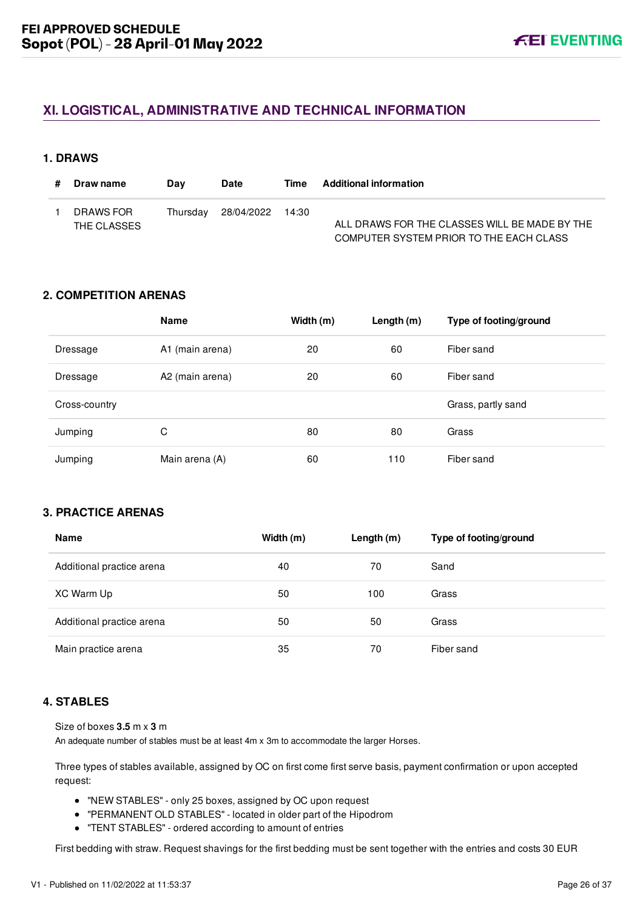## XI. LOGISTICAL, ADMINISTRATIVE AND TECHNICAL INFORMATION

### 1. DRAWS

| # | Draw name | Day | Date | Time | Additional information |
|---|---|---|---|---|---|
| 1 | DRAWS FOR THE CLASSES | Thursday | 28/04/2022 | 14:30 | ALL DRAWS FOR THE CLASSES WILL BE MADE BY THE COMPUTER SYSTEM PRIOR TO THE EACH CLASS |

### 2. COMPETITION ARENAS

| | Name | Width (m) | Length (m) | Type of footing/ground |
|---|---|---|---|---|
| Dressage | A1 (main arena) | 20 | 60 | Fiber sand |
| Dressage | A2 (main arena) | 20 | 60 | Fiber sand |
| Cross-country | | | | Grass, partly sand |
| Jumping | C | 80 | 80 | Grass |
| Jumping | Main arena (A) | 60 | 110 | Fiber sand |

### 3. PRACTICE ARENAS

| Name | Width (m) | Length (m) | Type of footing/ground |
|---|---|---|---|
| Additional practice arena | 40 | 70 | Sand |
| XC Warm Up | 50 | 100 | Grass |
| Additional practice arena | 50 | 50 | Grass |
| Main practice arena | 35 | 70 | Fiber sand |

### 4. STABLES

Size of boxes **3.5** m x **3** m

An adequate number of stables must be at least 4m x 3m to accommodate the larger Horses.

Three types of stables available, assigned by OC on first come first serve basis, payment confirmation or upon accepted request:

- "NEW STABLES" - only 25 boxes, assigned by OC upon request
- "PERMANENT OLD STABLES" - located in older part of the Hipodrom
- "TENT STABLES" - ordered according to amount of entries

First bedding with straw. Request shavings for the first bedding must be sent together with the entries and costs 30 EUR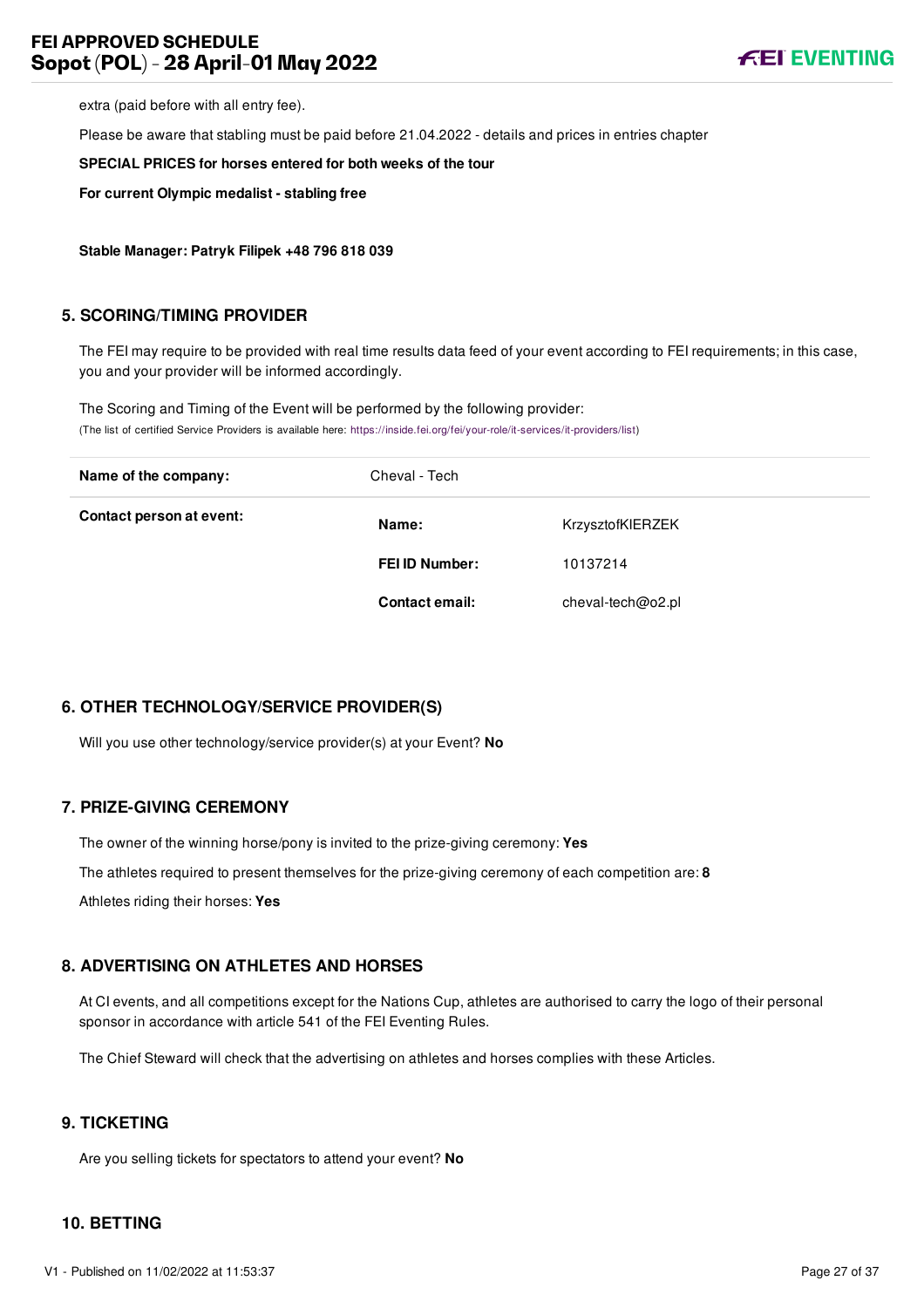extra (paid before with all entry fee).

Please be aware that stabling must be paid before 21.04.2022 - details and prices in entries chapter

**SPECIAL PRICES for horses entered for both weeks of the tour**

**For current Olympic medalist - stabling free**

**Stable Manager: Patryk Filipek +48 796 818 039**

## 5. SCORING/TIMING PROVIDER

The FEI may require to be provided with real time results data feed of your event according to FEI requirements; in this case, you and your provider will be informed accordingly.

The Scoring and Timing of the Event will be performed by the following provider:
(The list of certified Service Providers is available here: https://inside.fei.org/fei/your-role/it-services/it-providers/list)

| | | |
|---|---|---|
| **Name of the company:** | Cheval - Tech | |
| **Contact person at event:** | **Name:** | KrzysztofKIERZEK |
| | **FEI ID Number:** | 10137214 |
| | **Contact email:** | cheval-tech@o2.pl |

## 6. OTHER TECHNOLOGY/SERVICE PROVIDER(S)

Will you use other technology/service provider(s) at your Event? **No**

## 7. PRIZE-GIVING CEREMONY

The owner of the winning horse/pony is invited to the prize-giving ceremony: **Yes**

The athletes required to present themselves for the prize-giving ceremony of each competition are: **8**

Athletes riding their horses: **Yes**

## 8. ADVERTISING ON ATHLETES AND HORSES

At CI events, and all competitions except for the Nations Cup, athletes are authorised to carry the logo of their personal sponsor in accordance with article 541 of the FEI Eventing Rules.

The Chief Steward will check that the advertising on athletes and horses complies with these Articles.

## 9. TICKETING

Are you selling tickets for spectators to attend your event? **No**

## 10. BETTING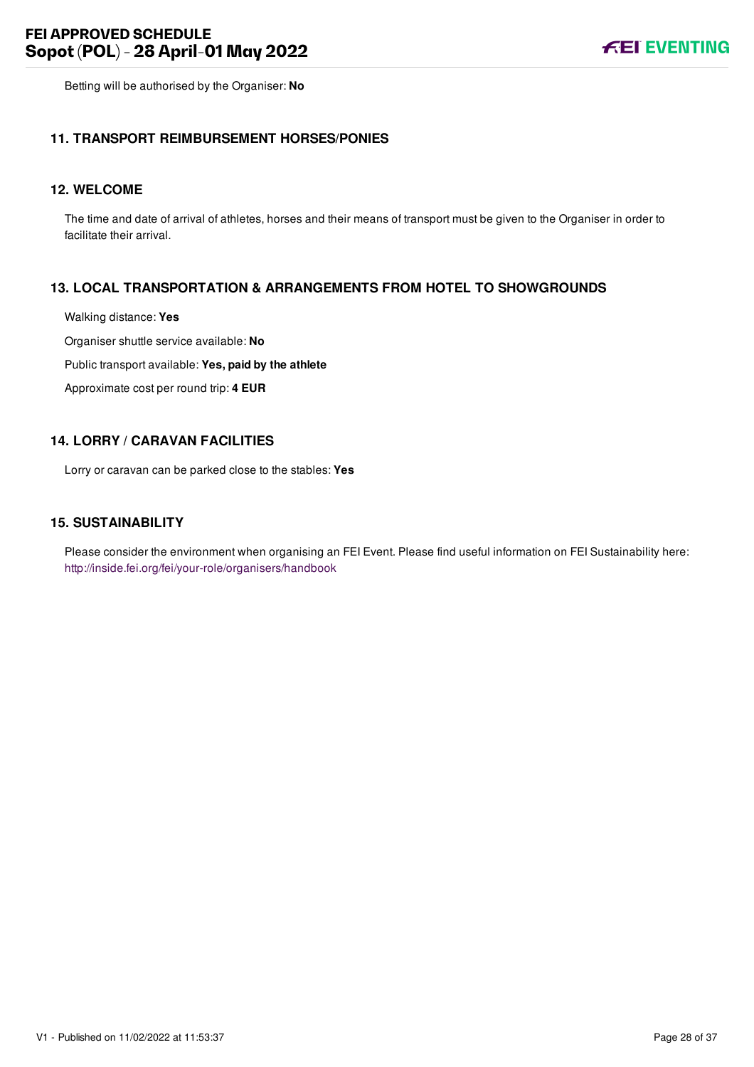Betting will be authorised by the Organiser: **No**

## 11. TRANSPORT REIMBURSEMENT HORSES/PONIES

## 12. WELCOME

The time and date of arrival of athletes, horses and their means of transport must be given to the Organiser in order to facilitate their arrival.

## 13. LOCAL TRANSPORTATION & ARRANGEMENTS FROM HOTEL TO SHOWGROUNDS

Walking distance: **Yes**

Organiser shuttle service available: **No**

Public transport available: **Yes, paid by the athlete**

Approximate cost per round trip: **4 EUR**

## 14. LORRY / CARAVAN FACILITIES

Lorry or caravan can be parked close to the stables: **Yes**

## 15. SUSTAINABILITY

Please consider the environment when organising an FEI Event. Please find useful information on FEI Sustainability here: http://inside.fei.org/fei/your-role/organisers/handbook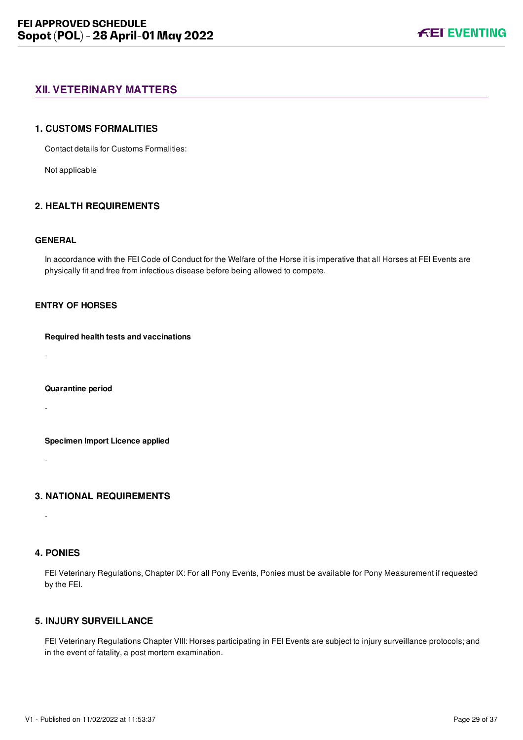## XII. VETERINARY MATTERS

### 1. CUSTOMS FORMALITIES

Contact details for Customs Formalities:

Not applicable

### 2. HEALTH REQUIREMENTS

#### GENERAL

In accordance with the FEI Code of Conduct for the Welfare of the Horse it is imperative that all Horses at FEI Events are physically fit and free from infectious disease before being allowed to compete.

#### ENTRY OF HORSES

**Required health tests and vaccinations**

-

**Quarantine period**

-

**Specimen Import Licence applied**

-

### 3. NATIONAL REQUIREMENTS

-

### 4. PONIES

FEI Veterinary Regulations, Chapter IX: For all Pony Events, Ponies must be available for Pony Measurement if requested by the FEI.

### 5. INJURY SURVEILLANCE

FEI Veterinary Regulations Chapter VIII: Horses participating in FEI Events are subject to injury surveillance protocols; and in the event of fatality, a post mortem examination.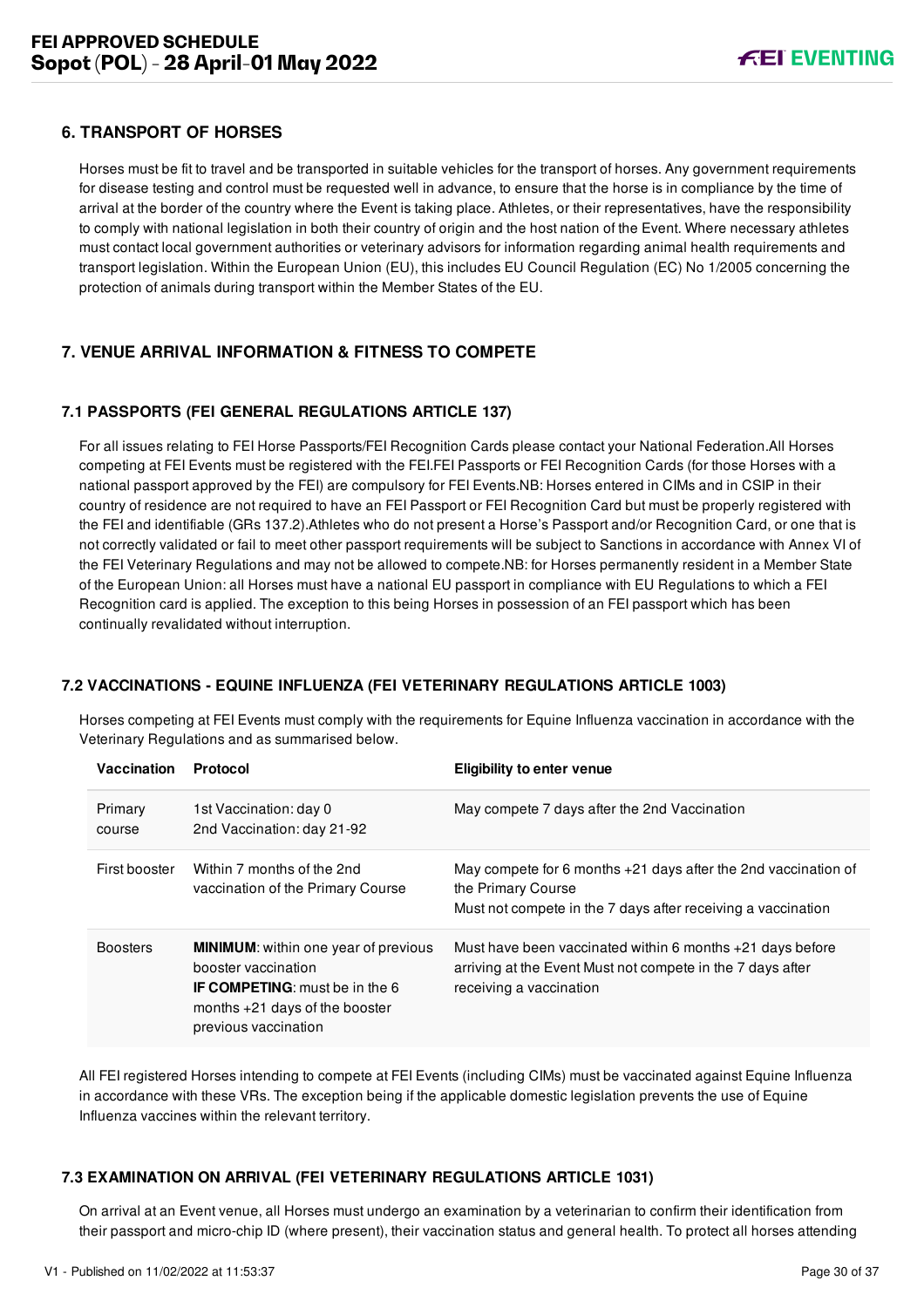## 6. TRANSPORT OF HORSES

Horses must be fit to travel and be transported in suitable vehicles for the transport of horses. Any government requirements for disease testing and control must be requested well in advance, to ensure that the horse is in compliance by the time of arrival at the border of the country where the Event is taking place. Athletes, or their representatives, have the responsibility to comply with national legislation in both their country of origin and the host nation of the Event. Where necessary athletes must contact local government authorities or veterinary advisors for information regarding animal health requirements and transport legislation. Within the European Union (EU), this includes EU Council Regulation (EC) No 1/2005 concerning the protection of animals during transport within the Member States of the EU.

## 7. VENUE ARRIVAL INFORMATION & FITNESS TO COMPETE

### 7.1 PASSPORTS (FEI GENERAL REGULATIONS ARTICLE 137)

For all issues relating to FEI Horse Passports/FEI Recognition Cards please contact your National Federation.All Horses competing at FEI Events must be registered with the FEI.FEI Passports or FEI Recognition Cards (for those Horses with a national passport approved by the FEI) are compulsory for FEI Events.NB: Horses entered in CIMs and in CSIP in their country of residence are not required to have an FEI Passport or FEI Recognition Card but must be properly registered with the FEI and identifiable (GRs 137.2).Athletes who do not present a Horse's Passport and/or Recognition Card, or one that is not correctly validated or fail to meet other passport requirements will be subject to Sanctions in accordance with Annex VI of the FEI Veterinary Regulations and may not be allowed to compete.NB: for Horses permanently resident in a Member State of the European Union: all Horses must have a national EU passport in compliance with EU Regulations to which a FEI Recognition card is applied. The exception to this being Horses in possession of an FEI passport which has been continually revalidated without interruption.

### 7.2 VACCINATIONS - EQUINE INFLUENZA (FEI VETERINARY REGULATIONS ARTICLE 1003)

Horses competing at FEI Events must comply with the requirements for Equine Influenza vaccination in accordance with the Veterinary Regulations and as summarised below.

| Vaccination | Protocol | Eligibility to enter venue |
|---|---|---|
| Primary course | 1st Vaccination: day 0<br>2nd Vaccination: day 21-92 | May compete 7 days after the 2nd Vaccination |
| First booster | Within 7 months of the 2nd vaccination of the Primary Course | May compete for 6 months +21 days after the 2nd vaccination of the Primary Course<br>Must not compete in the 7 days after receiving a vaccination |
| Boosters | **MINIMUM**: within one year of previous booster vaccination<br>**IF COMPETING**: must be in the 6 months +21 days of the booster previous vaccination | Must have been vaccinated within 6 months +21 days before arriving at the Event Must not compete in the 7 days after receiving a vaccination |

All FEI registered Horses intending to compete at FEI Events (including CIMs) must be vaccinated against Equine Influenza in accordance with these VRs. The exception being if the applicable domestic legislation prevents the use of Equine Influenza vaccines within the relevant territory.

### 7.3 EXAMINATION ON ARRIVAL (FEI VETERINARY REGULATIONS ARTICLE 1031)

On arrival at an Event venue, all Horses must undergo an examination by a veterinarian to confirm their identification from their passport and micro-chip ID (where present), their vaccination status and general health. To protect all horses attending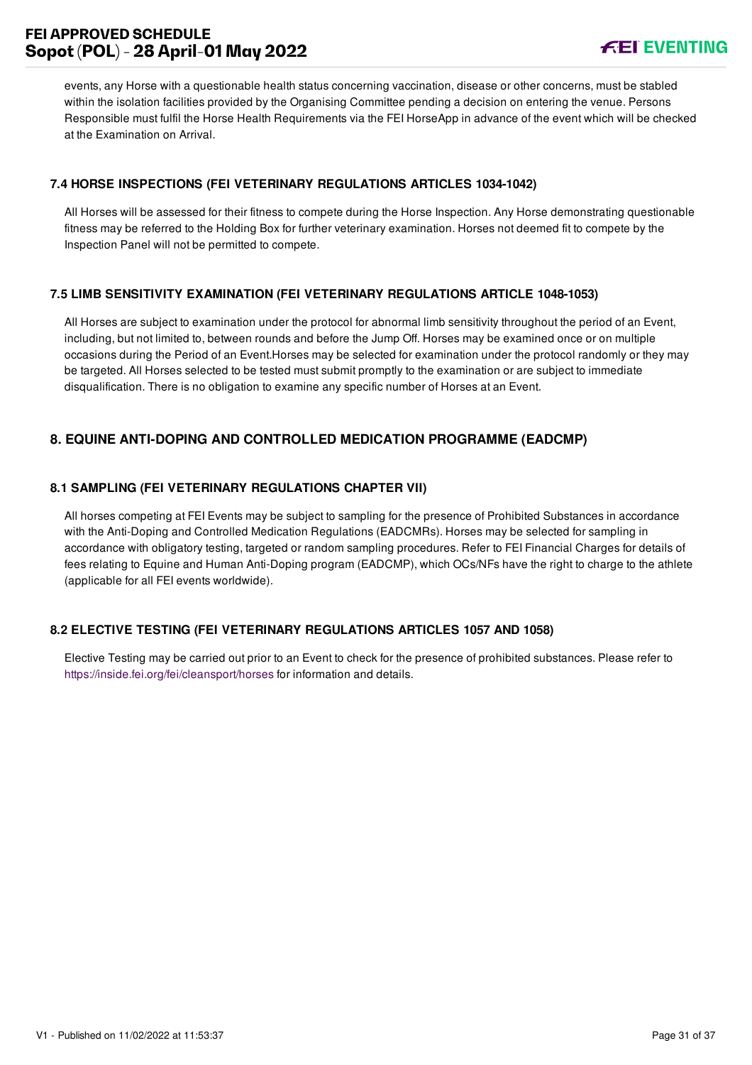events, any Horse with a questionable health status concerning vaccination, disease or other concerns, must be stabled within the isolation facilities provided by the Organising Committee pending a decision on entering the venue. Persons Responsible must fulfil the Horse Health Requirements via the FEI HorseApp in advance of the event which will be checked at the Examination on Arrival.

### 7.4 HORSE INSPECTIONS (FEI VETERINARY REGULATIONS ARTICLES 1034-1042)

All Horses will be assessed for their fitness to compete during the Horse Inspection. Any Horse demonstrating questionable fitness may be referred to the Holding Box for further veterinary examination. Horses not deemed fit to compete by the Inspection Panel will not be permitted to compete.

### 7.5 LIMB SENSITIVITY EXAMINATION (FEI VETERINARY REGULATIONS ARTICLE 1048-1053)

All Horses are subject to examination under the protocol for abnormal limb sensitivity throughout the period of an Event, including, but not limited to, between rounds and before the Jump Off. Horses may be examined once or on multiple occasions during the Period of an Event.Horses may be selected for examination under the protocol randomly or they may be targeted. All Horses selected to be tested must submit promptly to the examination or are subject to immediate disqualification. There is no obligation to examine any specific number of Horses at an Event.

## 8. EQUINE ANTI-DOPING AND CONTROLLED MEDICATION PROGRAMME (EADCMP)

### 8.1 SAMPLING (FEI VETERINARY REGULATIONS CHAPTER VII)

All horses competing at FEI Events may be subject to sampling for the presence of Prohibited Substances in accordance with the Anti-Doping and Controlled Medication Regulations (EADCMRs). Horses may be selected for sampling in accordance with obligatory testing, targeted or random sampling procedures. Refer to FEI Financial Charges for details of fees relating to Equine and Human Anti-Doping program (EADCMP), which OCs/NFs have the right to charge to the athlete (applicable for all FEI events worldwide).

### 8.2 ELECTIVE TESTING (FEI VETERINARY REGULATIONS ARTICLES 1057 AND 1058)

Elective Testing may be carried out prior to an Event to check for the presence of prohibited substances. Please refer to https://inside.fei.org/fei/cleansport/horses for information and details.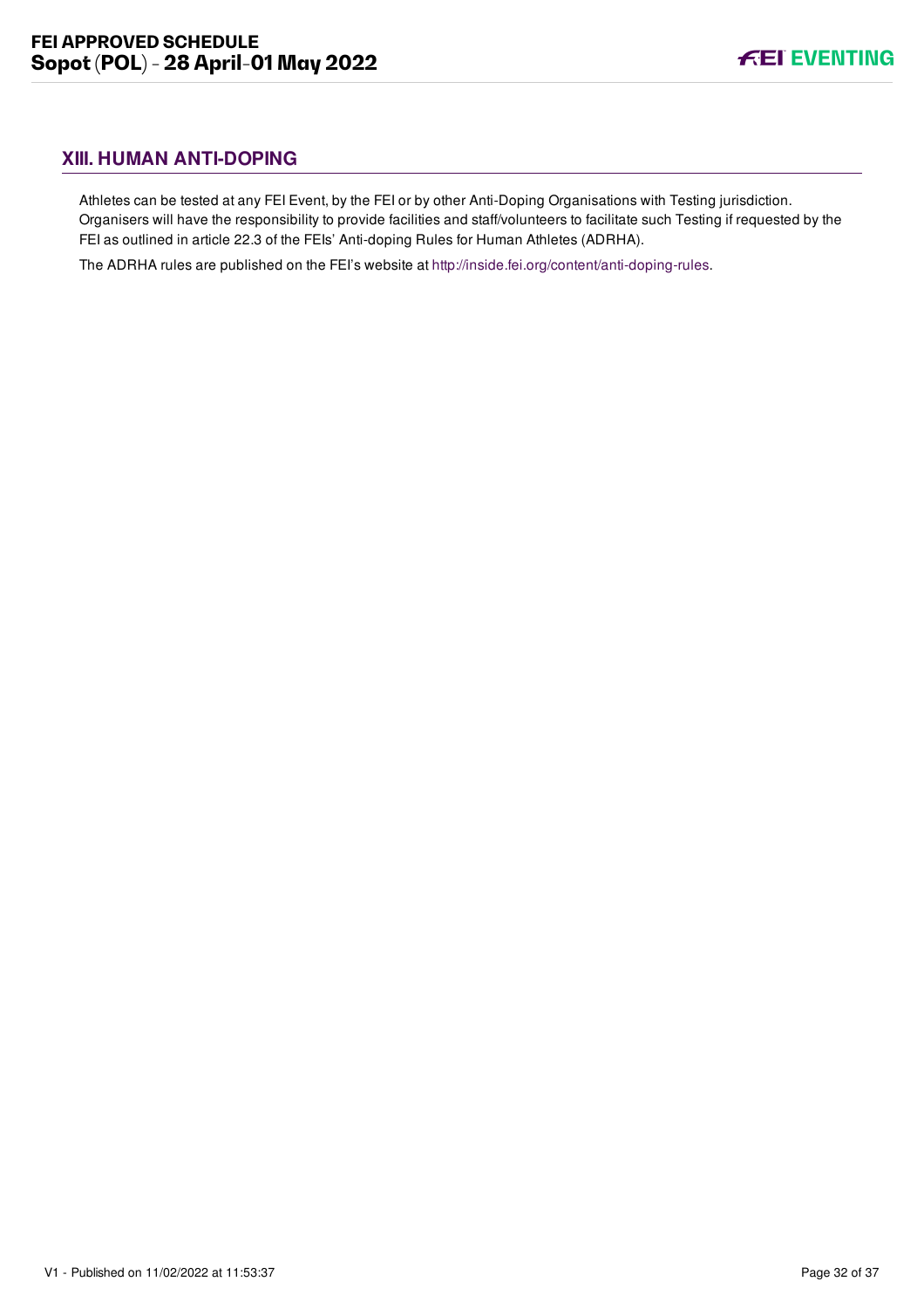## XIII. HUMAN ANTI-DOPING

Athletes can be tested at any FEI Event, by the FEI or by other Anti-Doping Organisations with Testing jurisdiction. Organisers will have the responsibility to provide facilities and staff/volunteers to facilitate such Testing if requested by the FEI as outlined in article 22.3 of the FEIs' Anti-doping Rules for Human Athletes (ADRHA).

The ADRHA rules are published on the FEI's website at http://inside.fei.org/content/anti-doping-rules.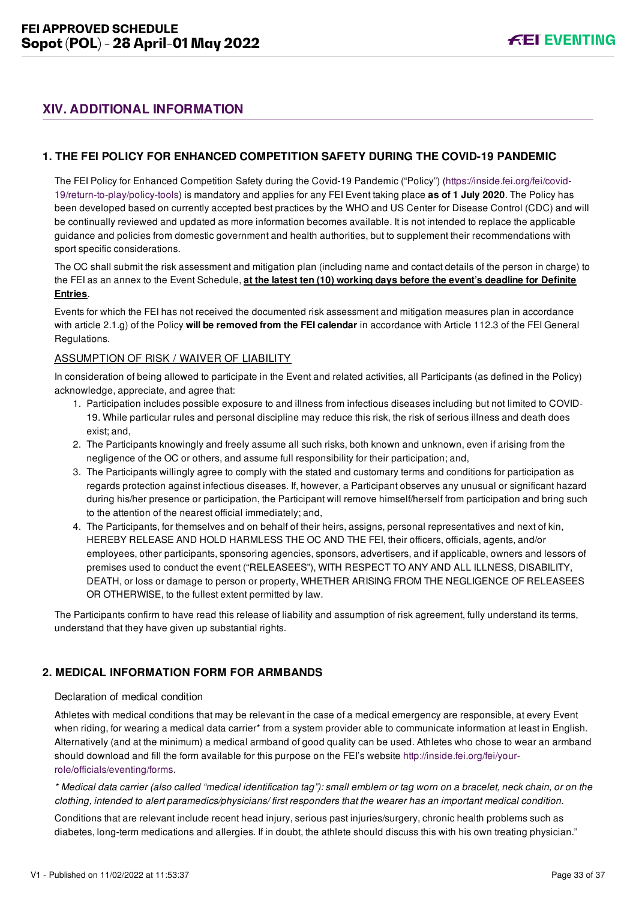## XIV. ADDITIONAL INFORMATION

### 1. THE FEI POLICY FOR ENHANCED COMPETITION SAFETY DURING THE COVID-19 PANDEMIC

The FEI Policy for Enhanced Competition Safety during the Covid-19 Pandemic ("Policy") (https://inside.fei.org/fei/covid-19/return-to-play/policy-tools) is mandatory and applies for any FEI Event taking place **as of 1 July 2020**. The Policy has been developed based on currently accepted best practices by the WHO and US Center for Disease Control (CDC) and will be continually reviewed and updated as more information becomes available. It is not intended to replace the applicable guidance and policies from domestic government and health authorities, but to supplement their recommendations with sport specific considerations.

The OC shall submit the risk assessment and mitigation plan (including name and contact details of the person in charge) to the FEI as an annex to the Event Schedule, **at the latest ten (10) working days before the event's deadline for Definite Entries**.

Events for which the FEI has not received the documented risk assessment and mitigation measures plan in accordance with article 2.1.g) of the Policy **will be removed from the FEI calendar** in accordance with Article 112.3 of the FEI General Regulations.

ASSUMPTION OF RISK / WAIVER OF LIABILITY

In consideration of being allowed to participate in the Event and related activities, all Participants (as defined in the Policy) acknowledge, appreciate, and agree that:

1. Participation includes possible exposure to and illness from infectious diseases including but not limited to COVID-19. While particular rules and personal discipline may reduce this risk, the risk of serious illness and death does exist; and,
2. The Participants knowingly and freely assume all such risks, both known and unknown, even if arising from the negligence of the OC or others, and assume full responsibility for their participation; and,
3. The Participants willingly agree to comply with the stated and customary terms and conditions for participation as regards protection against infectious diseases. If, however, a Participant observes any unusual or significant hazard during his/her presence or participation, the Participant will remove himself/herself from participation and bring such to the attention of the nearest official immediately; and,
4. The Participants, for themselves and on behalf of their heirs, assigns, personal representatives and next of kin, HEREBY RELEASE AND HOLD HARMLESS THE OC AND THE FEI, their officers, officials, agents, and/or employees, other participants, sponsoring agencies, sponsors, advertisers, and if applicable, owners and lessors of premises used to conduct the event ("RELEASEES"), WITH RESPECT TO ANY AND ALL ILLNESS, DISABILITY, DEATH, or loss or damage to person or property, WHETHER ARISING FROM THE NEGLIGENCE OF RELEASEES OR OTHERWISE, to the fullest extent permitted by law.

The Participants confirm to have read this release of liability and assumption of risk agreement, fully understand its terms, understand that they have given up substantial rights.

### 2. MEDICAL INFORMATION FORM FOR ARMBANDS

Declaration of medical condition

Athletes with medical conditions that may be relevant in the case of a medical emergency are responsible, at every Event when riding, for wearing a medical data carrier* from a system provider able to communicate information at least in English. Alternatively (and at the minimum) a medical armband of good quality can be used. Athletes who chose to wear an armband should download and fill the form available for this purpose on the FEI's website http://inside.fei.org/fei/your-role/officials/eventing/forms.

*\* Medical data carrier (also called "medical identification tag"): small emblem or tag worn on a bracelet, neck chain, or on the clothing, intended to alert paramedics/physicians/ first responders that the wearer has an important medical condition.*

Conditions that are relevant include recent head injury, serious past injuries/surgery, chronic health problems such as diabetes, long-term medications and allergies. If in doubt, the athlete should discuss this with his own treating physician."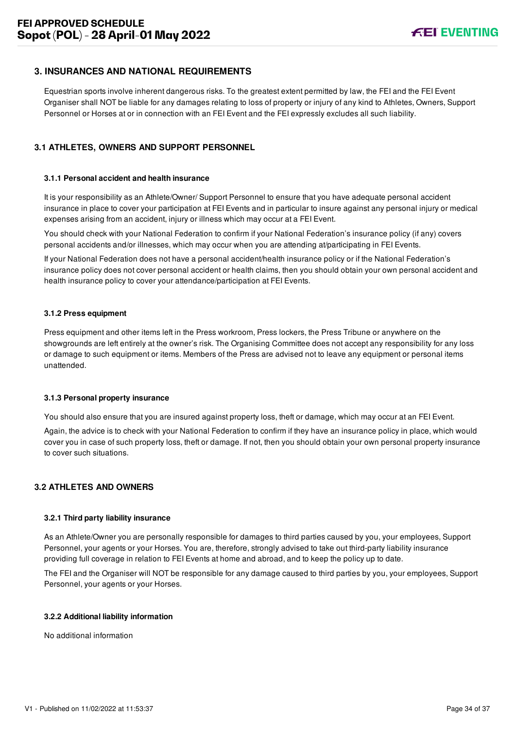## 3. INSURANCES AND NATIONAL REQUIREMENTS

Equestrian sports involve inherent dangerous risks. To the greatest extent permitted by law, the FEI and the FEI Event Organiser shall NOT be liable for any damages relating to loss of property or injury of any kind to Athletes, Owners, Support Personnel or Horses at or in connection with an FEI Event and the FEI expressly excludes all such liability.

### 3.1 ATHLETES, OWNERS AND SUPPORT PERSONNEL

#### 3.1.1 Personal accident and health insurance

It is your responsibility as an Athlete/Owner/ Support Personnel to ensure that you have adequate personal accident insurance in place to cover your participation at FEI Events and in particular to insure against any personal injury or medical expenses arising from an accident, injury or illness which may occur at a FEI Event.

You should check with your National Federation to confirm if your National Federation's insurance policy (if any) covers personal accidents and/or illnesses, which may occur when you are attending at/participating in FEI Events.

If your National Federation does not have a personal accident/health insurance policy or if the National Federation's insurance policy does not cover personal accident or health claims, then you should obtain your own personal accident and health insurance policy to cover your attendance/participation at FEI Events.

#### 3.1.2 Press equipment

Press equipment and other items left in the Press workroom, Press lockers, the Press Tribune or anywhere on the showgrounds are left entirely at the owner's risk. The Organising Committee does not accept any responsibility for any loss or damage to such equipment or items. Members of the Press are advised not to leave any equipment or personal items unattended.

#### 3.1.3 Personal property insurance

You should also ensure that you are insured against property loss, theft or damage, which may occur at an FEI Event.

Again, the advice is to check with your National Federation to confirm if they have an insurance policy in place, which would cover you in case of such property loss, theft or damage. If not, then you should obtain your own personal property insurance to cover such situations.

### 3.2 ATHLETES AND OWNERS

#### 3.2.1 Third party liability insurance

As an Athlete/Owner you are personally responsible for damages to third parties caused by you, your employees, Support Personnel, your agents or your Horses. You are, therefore, strongly advised to take out third-party liability insurance providing full coverage in relation to FEI Events at home and abroad, and to keep the policy up to date.

The FEI and the Organiser will NOT be responsible for any damage caused to third parties by you, your employees, Support Personnel, your agents or your Horses.

#### 3.2.2 Additional liability information

No additional information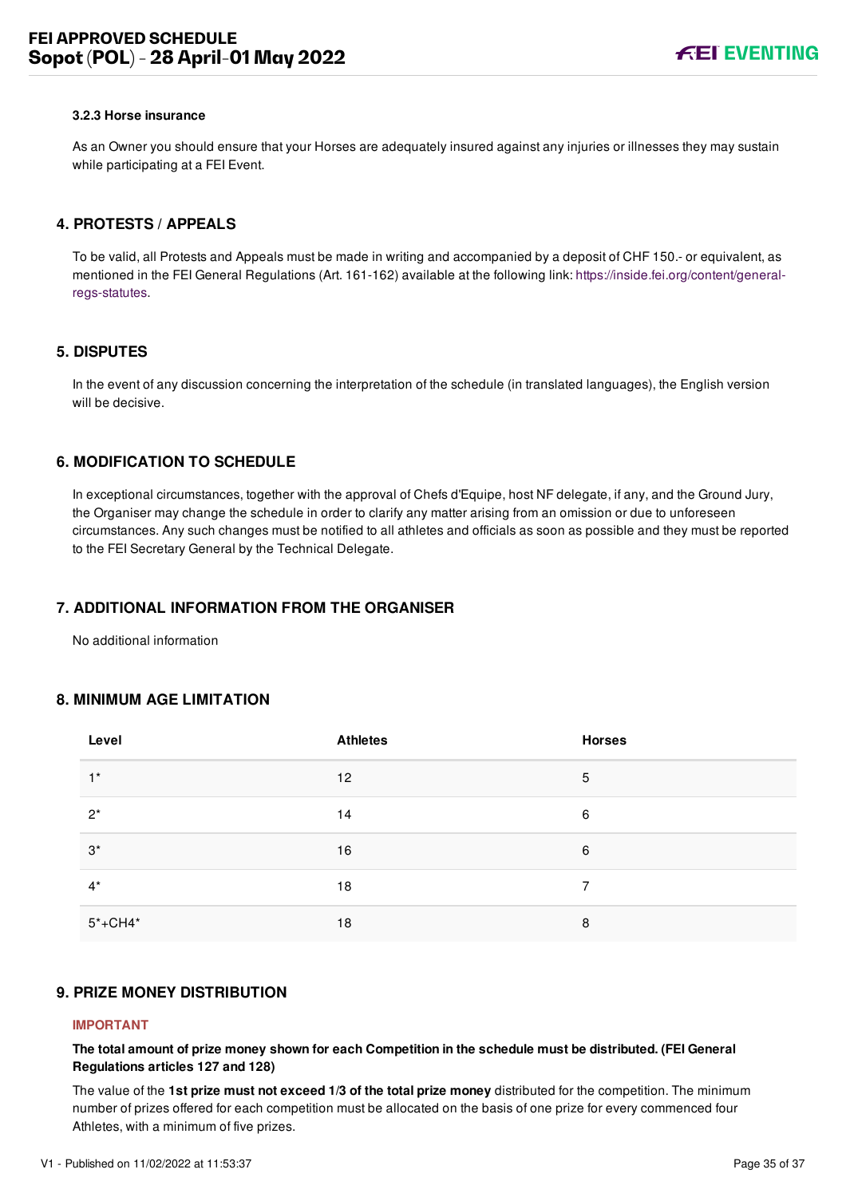#### 3.2.3 Horse insurance

As an Owner you should ensure that your Horses are adequately insured against any injuries or illnesses they may sustain while participating at a FEI Event.

## 4. PROTESTS / APPEALS

To be valid, all Protests and Appeals must be made in writing and accompanied by a deposit of CHF 150.- or equivalent, as mentioned in the FEI General Regulations (Art. 161-162) available at the following link: https://inside.fei.org/content/general-regs-statutes.

## 5. DISPUTES

In the event of any discussion concerning the interpretation of the schedule (in translated languages), the English version will be decisive.

## 6. MODIFICATION TO SCHEDULE

In exceptional circumstances, together with the approval of Chefs d'Equipe, host NF delegate, if any, and the Ground Jury, the Organiser may change the schedule in order to clarify any matter arising from an omission or due to unforeseen circumstances. Any such changes must be notified to all athletes and officials as soon as possible and they must be reported to the FEI Secretary General by the Technical Delegate.

## 7. ADDITIONAL INFORMATION FROM THE ORGANISER

No additional information

## 8. MINIMUM AGE LIMITATION

| Level | Athletes | Horses |
|---|---|---|
| 1* | 12 | 5 |
| 2* | 14 | 6 |
| 3* | 16 | 6 |
| 4* | 18 | 7 |
| 5*+CH4* | 18 | 8 |

## 9. PRIZE MONEY DISTRIBUTION

**IMPORTANT**

**The total amount of prize money shown for each Competition in the schedule must be distributed. (FEI General Regulations articles 127 and 128)**

The value of the **1st prize must not exceed 1/3 of the total prize money** distributed for the competition. The minimum number of prizes offered for each competition must be allocated on the basis of one prize for every commenced four Athletes, with a minimum of five prizes.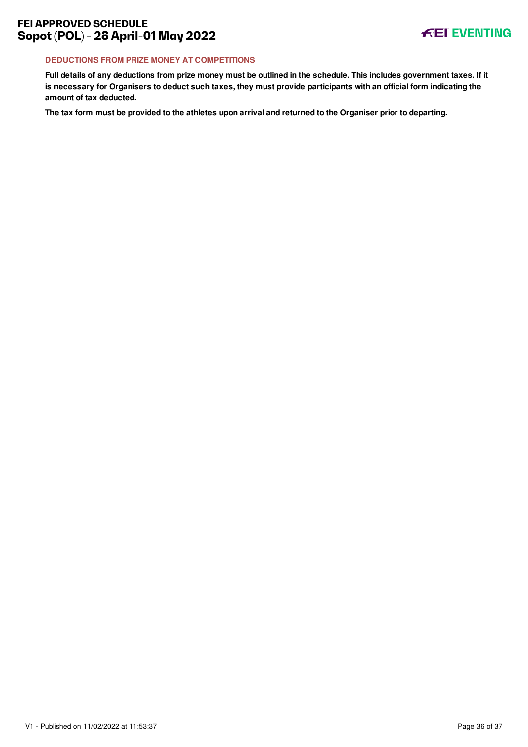### DEDUCTIONS FROM PRIZE MONEY AT COMPETITIONS

**Full details of any deductions from prize money must be outlined in the schedule. This includes government taxes. If it is necessary for Organisers to deduct such taxes, they must provide participants with an official form indicating the amount of tax deducted.**

**The tax form must be provided to the athletes upon arrival and returned to the Organiser prior to departing.**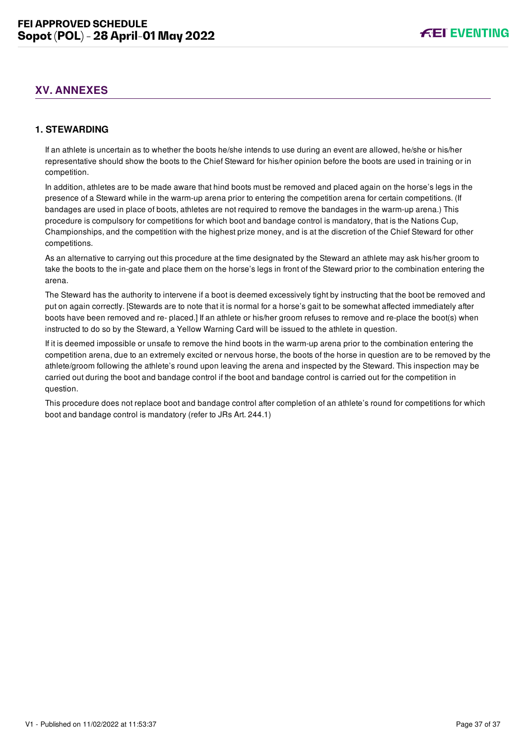## XV. ANNEXES

### 1. STEWARDING

If an athlete is uncertain as to whether the boots he/she intends to use during an event are allowed, he/she or his/her representative should show the boots to the Chief Steward for his/her opinion before the boots are used in training or in competition.

In addition, athletes are to be made aware that hind boots must be removed and placed again on the horse's legs in the presence of a Steward while in the warm-up arena prior to entering the competition arena for certain competitions. (If bandages are used in place of boots, athletes are not required to remove the bandages in the warm-up arena.) This procedure is compulsory for competitions for which boot and bandage control is mandatory, that is the Nations Cup, Championships, and the competition with the highest prize money, and is at the discretion of the Chief Steward for other competitions.

As an alternative to carrying out this procedure at the time designated by the Steward an athlete may ask his/her groom to take the boots to the in-gate and place them on the horse's legs in front of the Steward prior to the combination entering the arena.

The Steward has the authority to intervene if a boot is deemed excessively tight by instructing that the boot be removed and put on again correctly. [Stewards are to note that it is normal for a horse's gait to be somewhat affected immediately after boots have been removed and re- placed.] If an athlete or his/her groom refuses to remove and re-place the boot(s) when instructed to do so by the Steward, a Yellow Warning Card will be issued to the athlete in question.

If it is deemed impossible or unsafe to remove the hind boots in the warm-up arena prior to the combination entering the competition arena, due to an extremely excited or nervous horse, the boots of the horse in question are to be removed by the athlete/groom following the athlete's round upon leaving the arena and inspected by the Steward. This inspection may be carried out during the boot and bandage control if the boot and bandage control is carried out for the competition in question.

This procedure does not replace boot and bandage control after completion of an athlete's round for competitions for which boot and bandage control is mandatory (refer to JRs Art. 244.1)